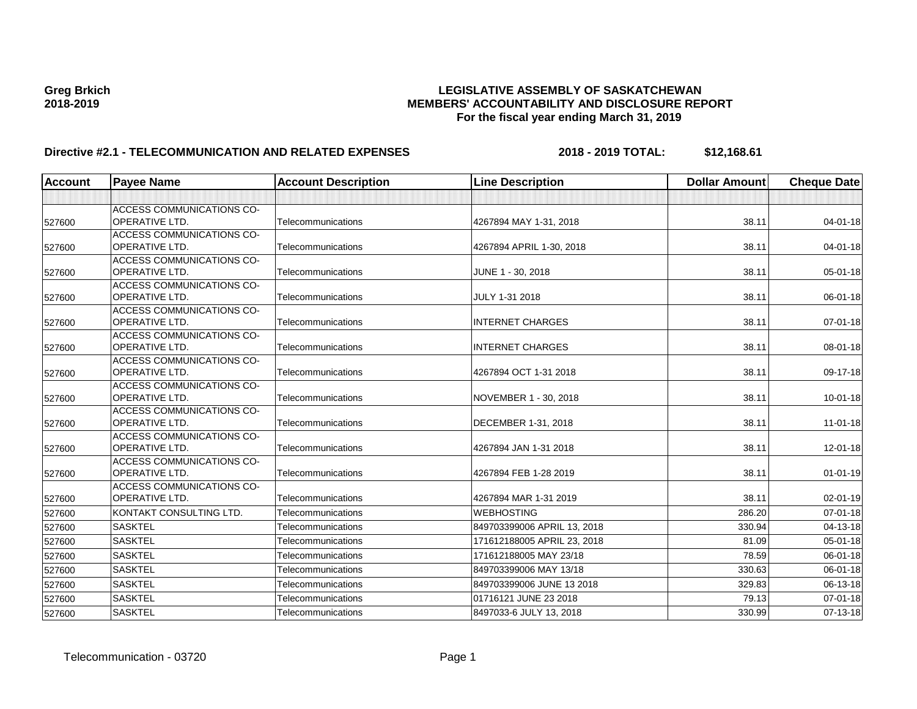**Greg Brkich**
**2018-2019**

**LEGISLATIVE ASSEMBLY OF SASKATCHEWAN**
**MEMBERS' ACCOUNTABILITY AND DISCLOSURE REPORT**
**For the fiscal year ending March 31, 2019**

**Directive #2.1 - TELECOMMUNICATION AND RELATED EXPENSES** **2018 - 2019 TOTAL: $12,168.61**

| Account | Payee Name | Account Description | Line Description | Dollar Amount | Cheque Date |
|---|---|---|---|---|---|
| | | | | | |
| 527600 | ACCESS COMMUNICATIONS CO-OPERATIVE LTD. | Telecommunications | 4267894 MAY 1-31, 2018 | 38.11 | 04-01-18 |
| 527600 | ACCESS COMMUNICATIONS CO-OPERATIVE LTD. | Telecommunications | 4267894 APRIL 1-30, 2018 | 38.11 | 04-01-18 |
| 527600 | ACCESS COMMUNICATIONS CO-OPERATIVE LTD. | Telecommunications | JUNE 1 - 30, 2018 | 38.11 | 05-01-18 |
| 527600 | ACCESS COMMUNICATIONS CO-OPERATIVE LTD. | Telecommunications | JULY 1-31 2018 | 38.11 | 06-01-18 |
| 527600 | ACCESS COMMUNICATIONS CO-OPERATIVE LTD. | Telecommunications | INTERNET CHARGES | 38.11 | 07-01-18 |
| 527600 | ACCESS COMMUNICATIONS CO-OPERATIVE LTD. | Telecommunications | INTERNET CHARGES | 38.11 | 08-01-18 |
| 527600 | ACCESS COMMUNICATIONS CO-OPERATIVE LTD. | Telecommunications | 4267894 OCT 1-31 2018 | 38.11 | 09-17-18 |
| 527600 | ACCESS COMMUNICATIONS CO-OPERATIVE LTD. | Telecommunications | NOVEMBER 1 - 30, 2018 | 38.11 | 10-01-18 |
| 527600 | ACCESS COMMUNICATIONS CO-OPERATIVE LTD. | Telecommunications | DECEMBER 1-31, 2018 | 38.11 | 11-01-18 |
| 527600 | ACCESS COMMUNICATIONS CO-OPERATIVE LTD. | Telecommunications | 4267894 JAN 1-31 2018 | 38.11 | 12-01-18 |
| 527600 | ACCESS COMMUNICATIONS CO-OPERATIVE LTD. | Telecommunications | 4267894 FEB 1-28 2019 | 38.11 | 01-01-19 |
| 527600 | ACCESS COMMUNICATIONS CO-OPERATIVE LTD. | Telecommunications | 4267894 MAR 1-31 2019 | 38.11 | 02-01-19 |
| 527600 | KONTAKT CONSULTING LTD. | Telecommunications | WEBHOSTING | 286.20 | 07-01-18 |
| 527600 | SASKTEL | Telecommunications | 849703399006 APRIL 13, 2018 | 330.94 | 04-13-18 |
| 527600 | SASKTEL | Telecommunications | 171612188005 APRIL 23, 2018 | 81.09 | 05-01-18 |
| 527600 | SASKTEL | Telecommunications | 171612188005 MAY 23/18 | 78.59 | 06-01-18 |
| 527600 | SASKTEL | Telecommunications | 849703399006 MAY 13/18 | 330.63 | 06-01-18 |
| 527600 | SASKTEL | Telecommunications | 849703399006 JUNE 13 2018 | 329.83 | 06-13-18 |
| 527600 | SASKTEL | Telecommunications | 01716121 JUNE 23 2018 | 79.13 | 07-01-18 |
| 527600 | SASKTEL | Telecommunications | 8497033-6 JULY 13, 2018 | 330.99 | 07-13-18 |

Telecommunication - 03720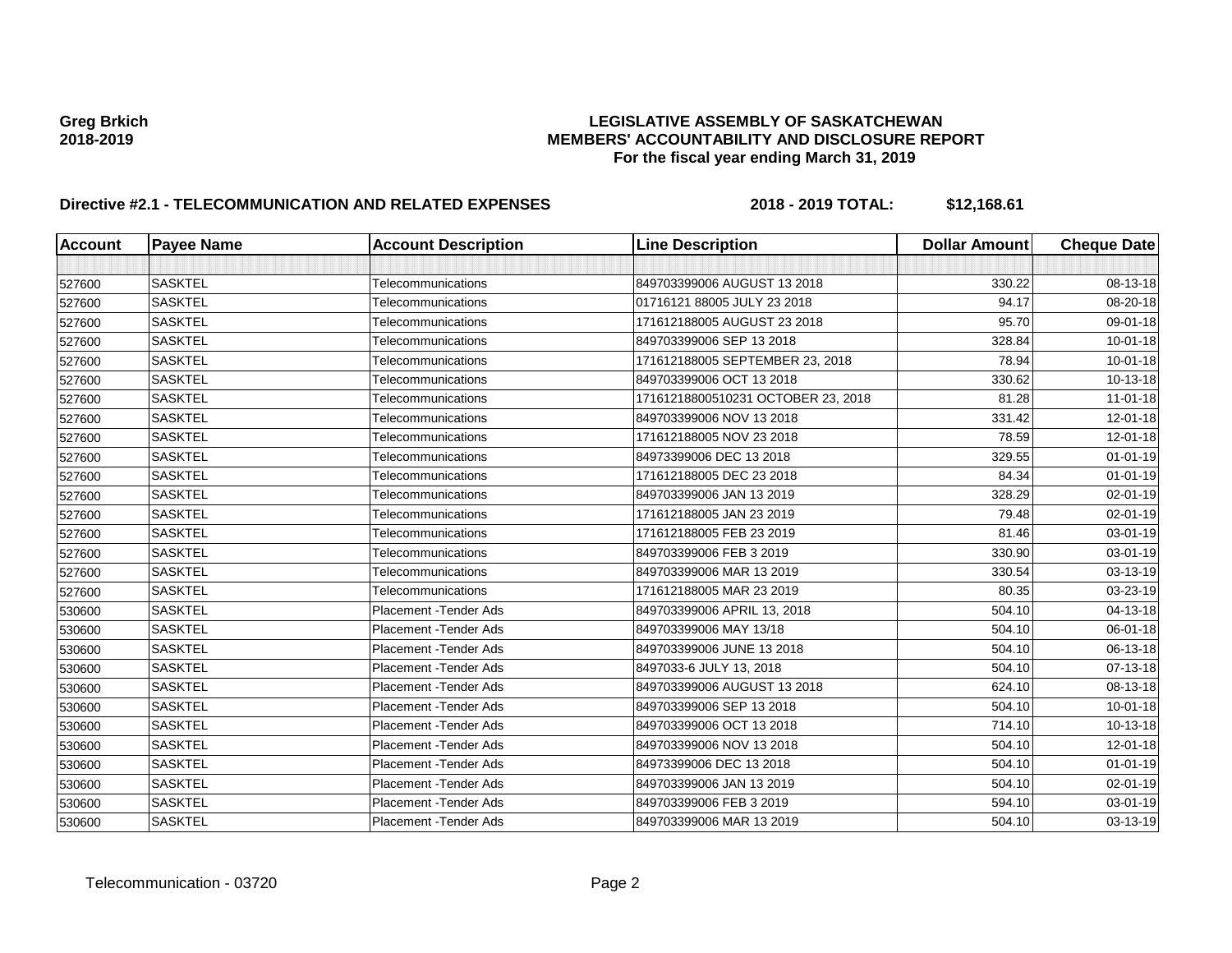**Greg Brkich**
**2018-2019**

**LEGISLATIVE ASSEMBLY OF SASKATCHEWAN**
**MEMBERS' ACCOUNTABILITY AND DISCLOSURE REPORT**
**For the fiscal year ending March 31, 2019**

**Directive #2.1 - TELECOMMUNICATION AND RELATED EXPENSES** **2018 - 2019 TOTAL: $12,168.61**

| Account | Payee Name | Account Description | Line Description | Dollar Amount | Cheque Date |
|---|---|---|---|---|---|
| | | | | | |
| 527600 | SASKTEL | Telecommunications | 849703399006 AUGUST 13 2018 | 330.22 | 08-13-18 |
| 527600 | SASKTEL | Telecommunications | 01716121 88005 JULY 23 2018 | 94.17 | 08-20-18 |
| 527600 | SASKTEL | Telecommunications | 171612188005 AUGUST 23 2018 | 95.70 | 09-01-18 |
| 527600 | SASKTEL | Telecommunications | 849703399006 SEP 13 2018 | 328.84 | 10-01-18 |
| 527600 | SASKTEL | Telecommunications | 171612188005 SEPTEMBER 23, 2018 | 78.94 | 10-01-18 |
| 527600 | SASKTEL | Telecommunications | 849703399006 OCT 13 2018 | 330.62 | 10-13-18 |
| 527600 | SASKTEL | Telecommunications | 17161218800510231 OCTOBER 23, 2018 | 81.28 | 11-01-18 |
| 527600 | SASKTEL | Telecommunications | 849703399006 NOV 13 2018 | 331.42 | 12-01-18 |
| 527600 | SASKTEL | Telecommunications | 171612188005 NOV 23 2018 | 78.59 | 12-01-18 |
| 527600 | SASKTEL | Telecommunications | 84973399006 DEC 13 2018 | 329.55 | 01-01-19 |
| 527600 | SASKTEL | Telecommunications | 171612188005 DEC 23 2018 | 84.34 | 01-01-19 |
| 527600 | SASKTEL | Telecommunications | 849703399006 JAN 13 2019 | 328.29 | 02-01-19 |
| 527600 | SASKTEL | Telecommunications | 171612188005 JAN 23 2019 | 79.48 | 02-01-19 |
| 527600 | SASKTEL | Telecommunications | 171612188005 FEB 23 2019 | 81.46 | 03-01-19 |
| 527600 | SASKTEL | Telecommunications | 849703399006 FEB 3 2019 | 330.90 | 03-01-19 |
| 527600 | SASKTEL | Telecommunications | 849703399006 MAR 13 2019 | 330.54 | 03-13-19 |
| 527600 | SASKTEL | Telecommunications | 171612188005 MAR 23 2019 | 80.35 | 03-23-19 |
| 530600 | SASKTEL | Placement -Tender Ads | 849703399006 APRIL 13, 2018 | 504.10 | 04-13-18 |
| 530600 | SASKTEL | Placement -Tender Ads | 849703399006 MAY 13/18 | 504.10 | 06-01-18 |
| 530600 | SASKTEL | Placement -Tender Ads | 849703399006 JUNE 13 2018 | 504.10 | 06-13-18 |
| 530600 | SASKTEL | Placement -Tender Ads | 8497033-6 JULY 13, 2018 | 504.10 | 07-13-18 |
| 530600 | SASKTEL | Placement -Tender Ads | 849703399006 AUGUST 13 2018 | 624.10 | 08-13-18 |
| 530600 | SASKTEL | Placement -Tender Ads | 849703399006 SEP 13 2018 | 504.10 | 10-01-18 |
| 530600 | SASKTEL | Placement -Tender Ads | 849703399006 OCT 13 2018 | 714.10 | 10-13-18 |
| 530600 | SASKTEL | Placement -Tender Ads | 849703399006 NOV 13 2018 | 504.10 | 12-01-18 |
| 530600 | SASKTEL | Placement -Tender Ads | 84973399006 DEC 13 2018 | 504.10 | 01-01-19 |
| 530600 | SASKTEL | Placement -Tender Ads | 849703399006 JAN 13 2019 | 504.10 | 02-01-19 |
| 530600 | SASKTEL | Placement -Tender Ads | 849703399006 FEB 3 2019 | 594.10 | 03-01-19 |
| 530600 | SASKTEL | Placement -Tender Ads | 849703399006 MAR 13 2019 | 504.10 | 03-13-19 |

Telecommunication - 03720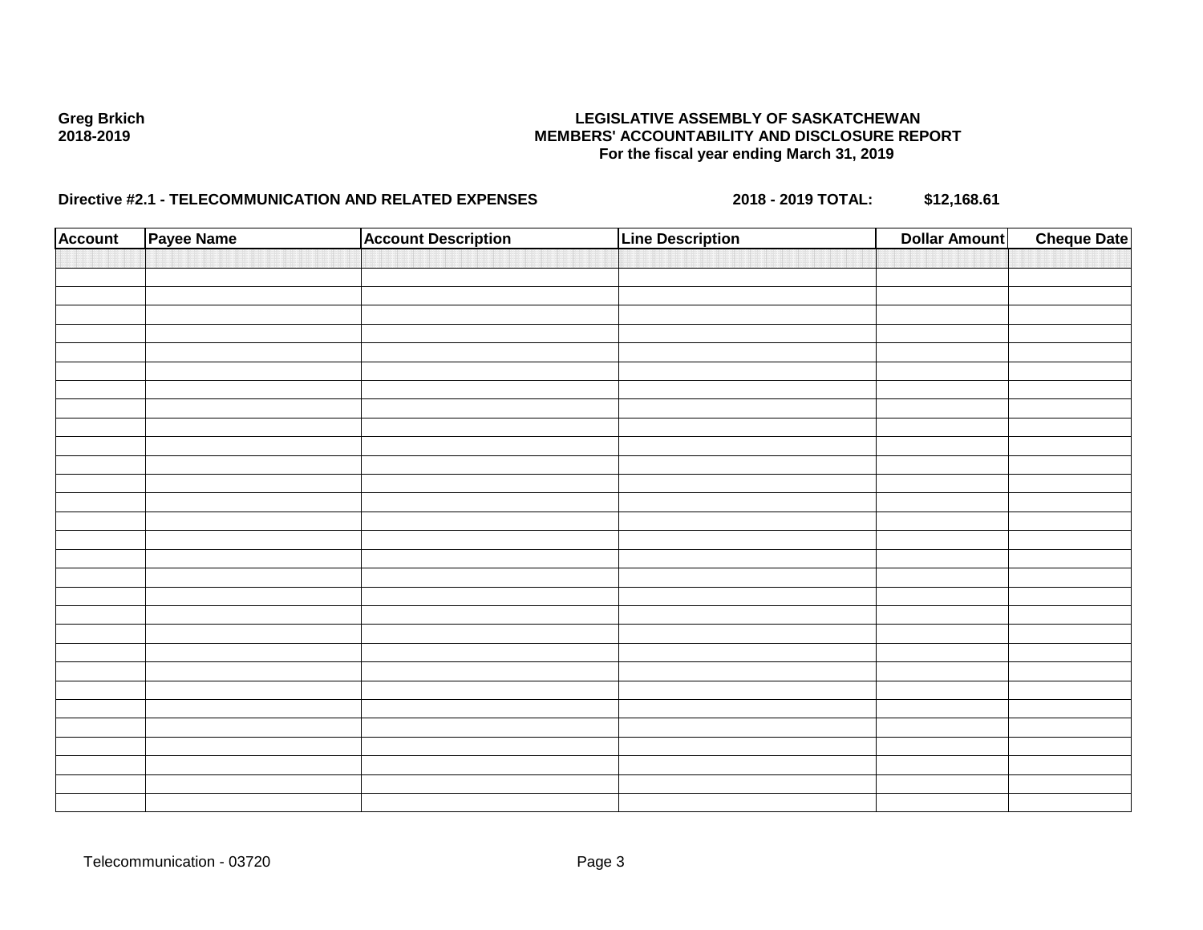**Greg Brkich**
**2018-2019**

**LEGISLATIVE ASSEMBLY OF SASKATCHEWAN**
**MEMBERS' ACCOUNTABILITY AND DISCLOSURE REPORT**
**For the fiscal year ending March 31, 2019**

**Directive #2.1 - TELECOMMUNICATION AND RELATED EXPENSES** **2018 - 2019 TOTAL: $12,168.61**

| Account | Payee Name | Account Description | Line Description | Dollar Amount | Cheque Date |
|---|---|---|---|---|---|
| | | | | | |

Telecommunication - 03720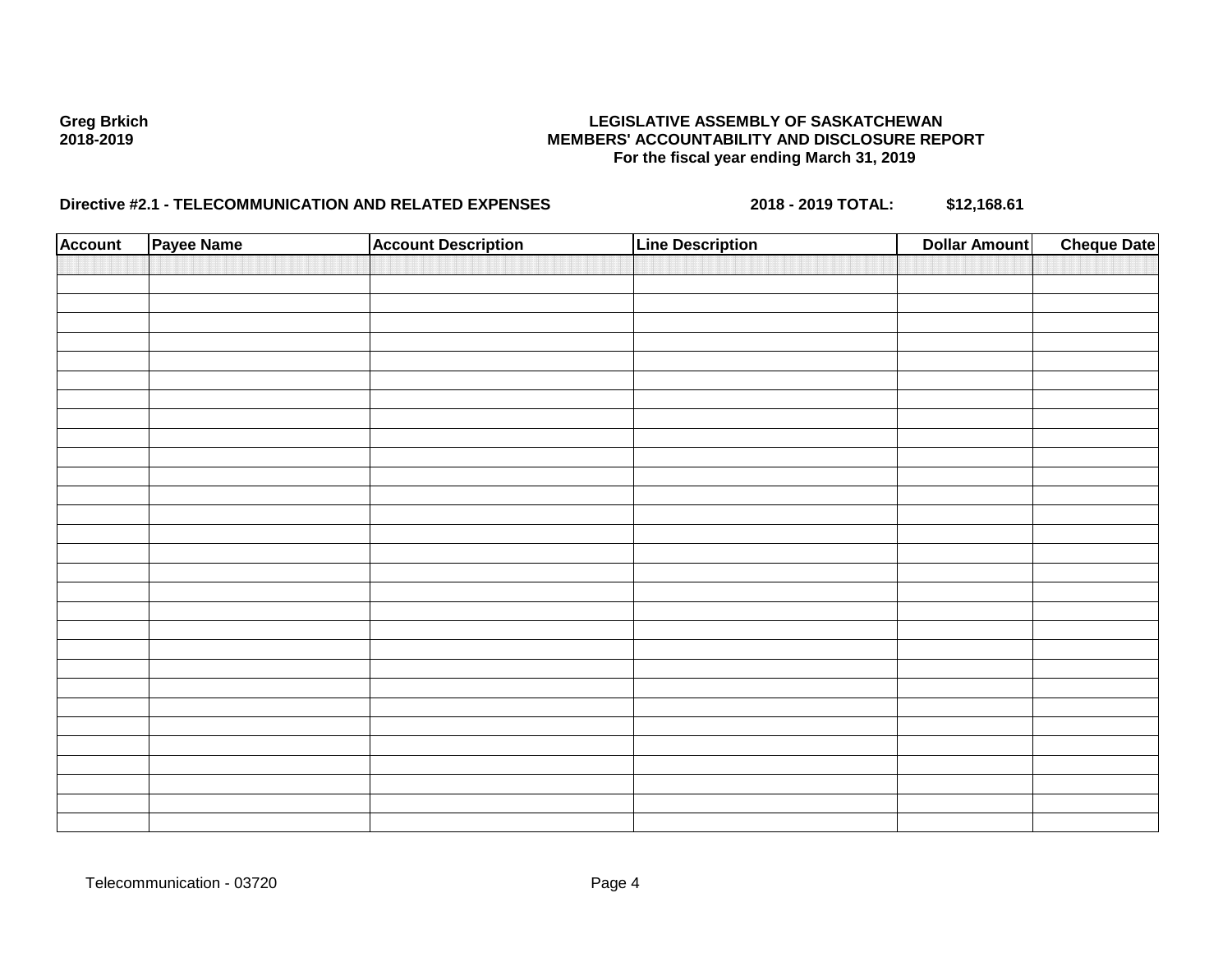**Greg Brkich**
**2018-2019**

**LEGISLATIVE ASSEMBLY OF SASKATCHEWAN**
**MEMBERS' ACCOUNTABILITY AND DISCLOSURE REPORT**
**For the fiscal year ending March 31, 2019**

**Directive #2.1 - TELECOMMUNICATION AND RELATED EXPENSES** **2018 - 2019 TOTAL: $12,168.61**

| Account | Payee Name | Account Description | Line Description | Dollar Amount | Cheque Date |
|---|---|---|---|---|---|
| | | | | | |

Telecommunication - 03720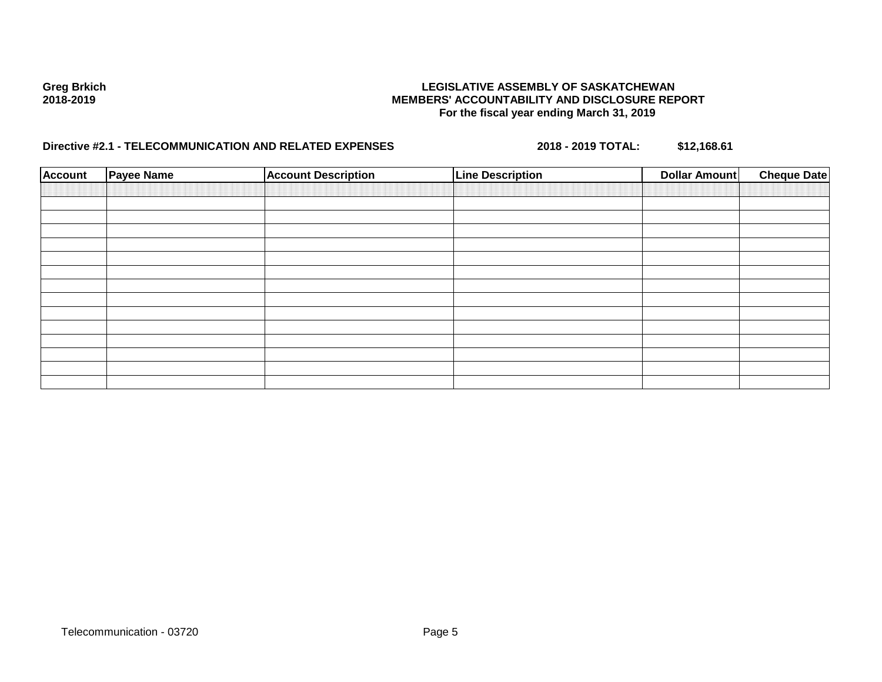Greg Brkich
2018-2019

**LEGISLATIVE ASSEMBLY OF SASKATCHEWAN**
**MEMBERS' ACCOUNTABILITY AND DISCLOSURE REPORT**
**For the fiscal year ending March 31, 2019**

**Directive #2.1 - TELECOMMUNICATION AND RELATED EXPENSES** **2018 - 2019 TOTAL:** **$12,168.61**

| Account | Payee Name | Account Description | Line Description | Dollar Amount | Cheque Date |
|---|---|---|---|---|---|
| | | | | | |
| | | | | | |
| | | | | | |
| | | | | | |
| | | | | | |
| | | | | | |
| | | | | | |
| | | | | | |
| | | | | | |
| | | | | | |
| | | | | | |
| | | | | | |
| | | | | | |
| | | | | | |
| | | | | | |

Telecommunication - 03720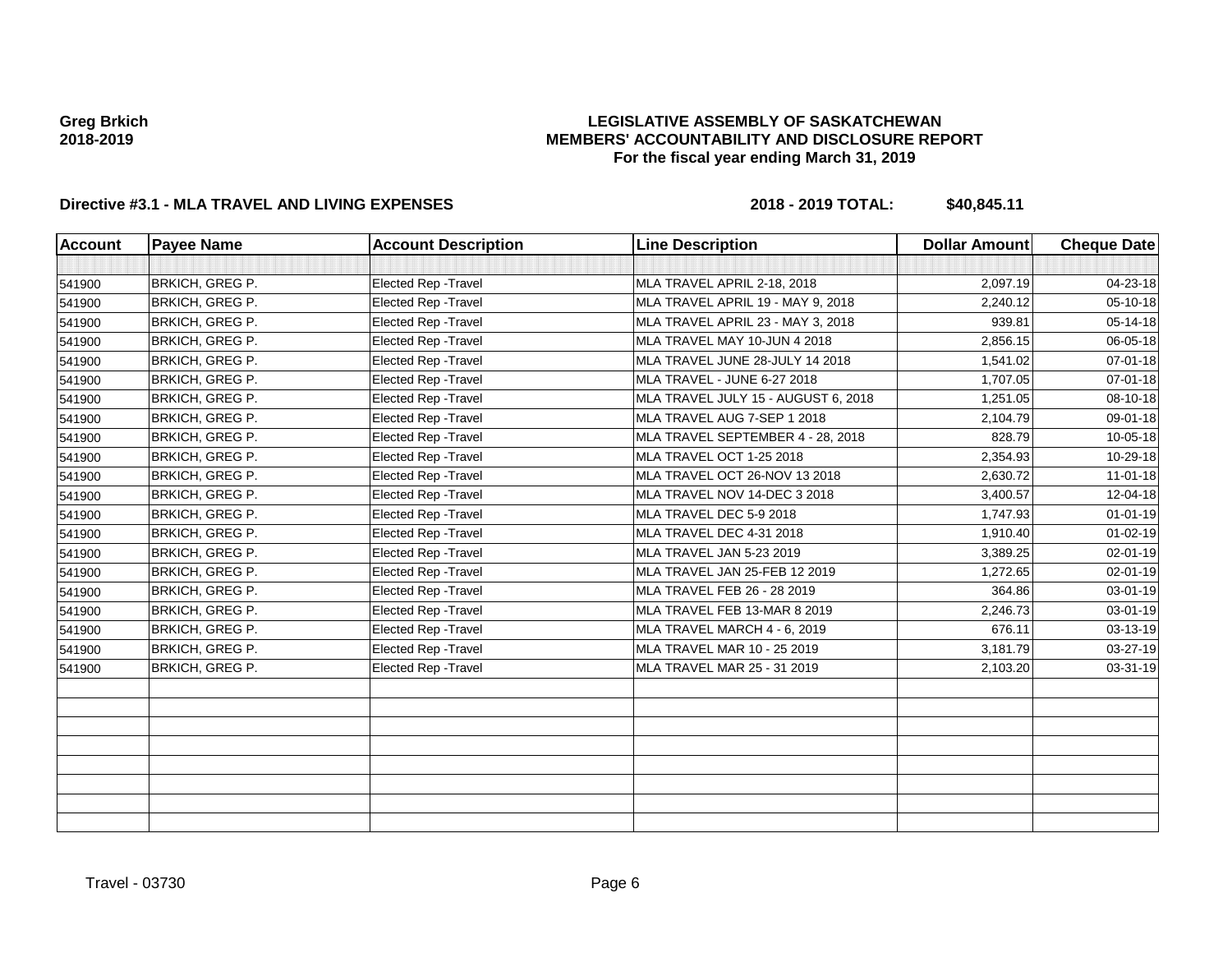Greg Brkich
2018-2019

# LEGISLATIVE ASSEMBLY OF SASKATCHEWAN
## MEMBERS' ACCOUNTABILITY AND DISCLOSURE REPORT
### For the fiscal year ending March 31, 2019

**Directive #3.1 - MLA TRAVEL AND LIVING EXPENSES** **2018 - 2019 TOTAL: $40,845.11**

| Account | Payee Name | Account Description | Line Description | Dollar Amount | Cheque Date |
|---|---|---|---|---|---|
| | | | | | |
| 541900 | BRKICH, GREG P. | Elected Rep -Travel | MLA TRAVEL APRIL 2-18, 2018 | 2,097.19 | 04-23-18 |
| 541900 | BRKICH, GREG P. | Elected Rep -Travel | MLA TRAVEL APRIL 19 - MAY 9, 2018 | 2,240.12 | 05-10-18 |
| 541900 | BRKICH, GREG P. | Elected Rep -Travel | MLA TRAVEL APRIL 23 - MAY 3, 2018 | 939.81 | 05-14-18 |
| 541900 | BRKICH, GREG P. | Elected Rep -Travel | MLA TRAVEL MAY 10-JUN 4 2018 | 2,856.15 | 06-05-18 |
| 541900 | BRKICH, GREG P. | Elected Rep -Travel | MLA TRAVEL JUNE 28-JULY 14 2018 | 1,541.02 | 07-01-18 |
| 541900 | BRKICH, GREG P. | Elected Rep -Travel | MLA TRAVEL - JUNE 6-27 2018 | 1,707.05 | 07-01-18 |
| 541900 | BRKICH, GREG P. | Elected Rep -Travel | MLA TRAVEL JULY 15 - AUGUST 6, 2018 | 1,251.05 | 08-10-18 |
| 541900 | BRKICH, GREG P. | Elected Rep -Travel | MLA TRAVEL AUG 7-SEP 1 2018 | 2,104.79 | 09-01-18 |
| 541900 | BRKICH, GREG P. | Elected Rep -Travel | MLA TRAVEL SEPTEMBER 4 - 28, 2018 | 828.79 | 10-05-18 |
| 541900 | BRKICH, GREG P. | Elected Rep -Travel | MLA TRAVEL OCT 1-25 2018 | 2,354.93 | 10-29-18 |
| 541900 | BRKICH, GREG P. | Elected Rep -Travel | MLA TRAVEL OCT 26-NOV 13 2018 | 2,630.72 | 11-01-18 |
| 541900 | BRKICH, GREG P. | Elected Rep -Travel | MLA TRAVEL NOV 14-DEC 3 2018 | 3,400.57 | 12-04-18 |
| 541900 | BRKICH, GREG P. | Elected Rep -Travel | MLA TRAVEL DEC 5-9 2018 | 1,747.93 | 01-01-19 |
| 541900 | BRKICH, GREG P. | Elected Rep -Travel | MLA TRAVEL DEC 4-31 2018 | 1,910.40 | 01-02-19 |
| 541900 | BRKICH, GREG P. | Elected Rep -Travel | MLA TRAVEL JAN 5-23 2019 | 3,389.25 | 02-01-19 |
| 541900 | BRKICH, GREG P. | Elected Rep -Travel | MLA TRAVEL JAN 25-FEB 12 2019 | 1,272.65 | 02-01-19 |
| 541900 | BRKICH, GREG P. | Elected Rep -Travel | MLA TRAVEL FEB 26 - 28 2019 | 364.86 | 03-01-19 |
| 541900 | BRKICH, GREG P. | Elected Rep -Travel | MLA TRAVEL FEB 13-MAR 8 2019 | 2,246.73 | 03-01-19 |
| 541900 | BRKICH, GREG P. | Elected Rep -Travel | MLA TRAVEL MARCH 4 - 6, 2019 | 676.11 | 03-13-19 |
| 541900 | BRKICH, GREG P. | Elected Rep -Travel | MLA TRAVEL MAR 10 - 25 2019 | 3,181.79 | 03-27-19 |
| 541900 | BRKICH, GREG P. | Elected Rep -Travel | MLA TRAVEL MAR 25 - 31 2019 | 2,103.20 | 03-31-19 |
| | | | | | |
| | | | | | |
| | | | | | |
| | | | | | |
| | | | | | |
| | | | | | |
| | | | | | |
| | | | | | |

Travel - 03730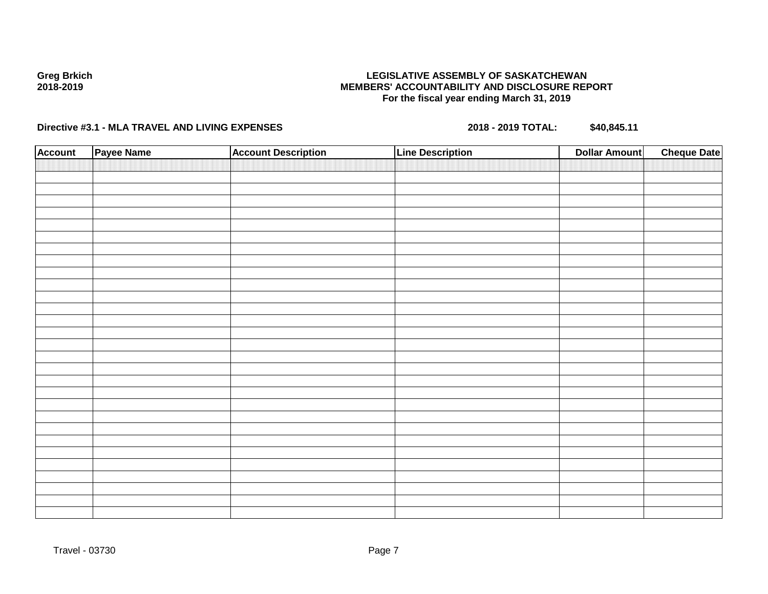**Greg Brkich**
**2018-2019**

**LEGISLATIVE ASSEMBLY OF SASKATCHEWAN**
**MEMBERS' ACCOUNTABILITY AND DISCLOSURE REPORT**
**For the fiscal year ending March 31, 2019**

**Directive #3.1 - MLA TRAVEL AND LIVING EXPENSES** **2018 - 2019 TOTAL: $40,845.11**

| Account | Payee Name | Account Description | Line Description | Dollar Amount | Cheque Date |
|---|---|---|---|---|---|
| | | | | | |

Travel - 03730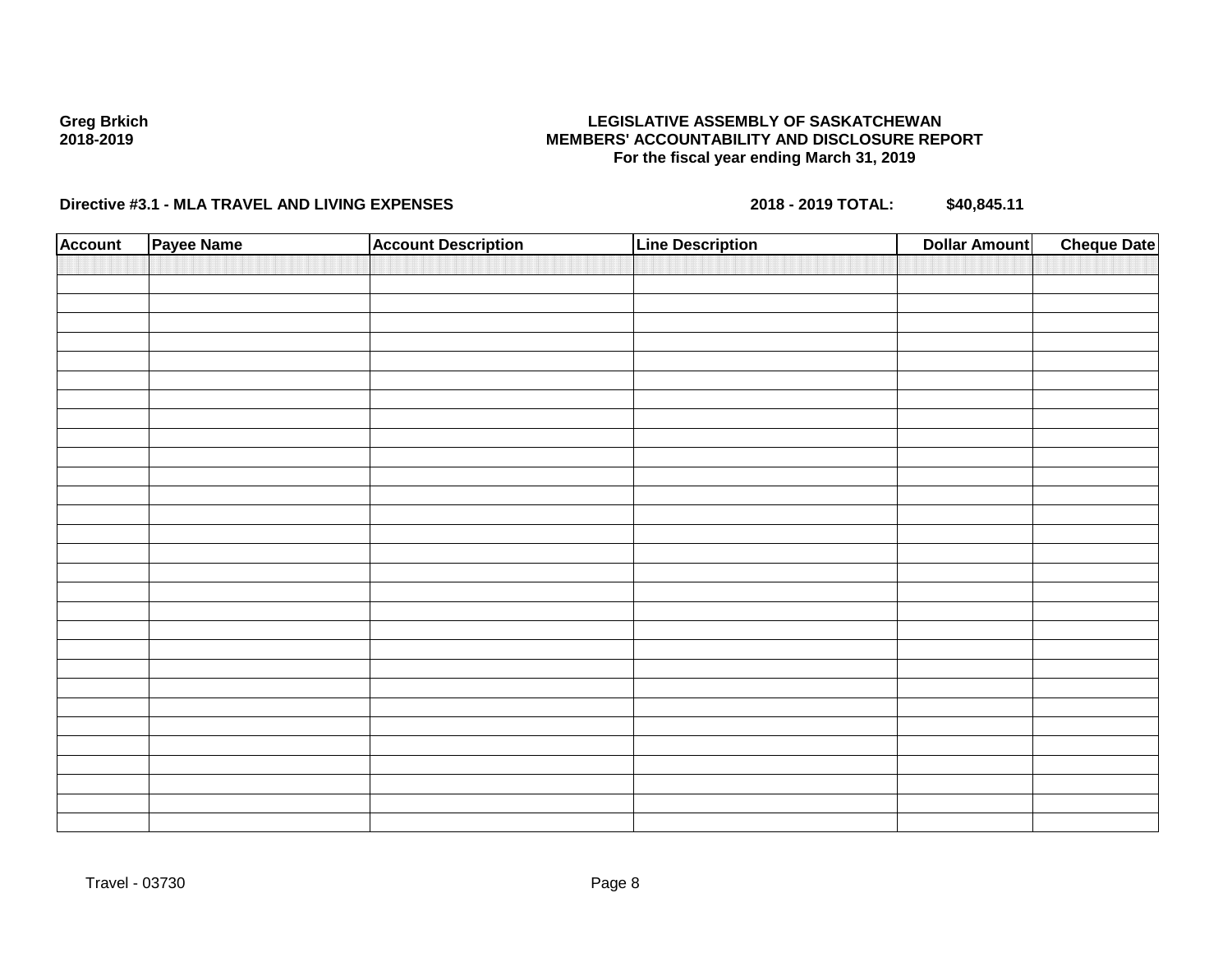**Greg Brkich**
**2018-2019**

**LEGISLATIVE ASSEMBLY OF SASKATCHEWAN**
**MEMBERS' ACCOUNTABILITY AND DISCLOSURE REPORT**
**For the fiscal year ending March 31, 2019**

**Directive #3.1 - MLA TRAVEL AND LIVING EXPENSES** **2018 - 2019 TOTAL: $40,845.11**

| Account | Payee Name | Account Description | Line Description | Dollar Amount | Cheque Date |
|---|---|---|---|---|---|
| | | | | | |
| | | | | | |
| | | | | | |
| | | | | | |
| | | | | | |
| | | | | | |
| | | | | | |
| | | | | | |
| | | | | | |
| | | | | | |
| | | | | | |
| | | | | | |
| | | | | | |
| | | | | | |
| | | | | | |
| | | | | | |
| | | | | | |
| | | | | | |
| | | | | | |
| | | | | | |
| | | | | | |
| | | | | | |
| | | | | | |
| | | | | | |
| | | | | | |
| | | | | | |
| | | | | | |
| | | | | | |
| | | | | | |
| | | | | | |

Travel - 03730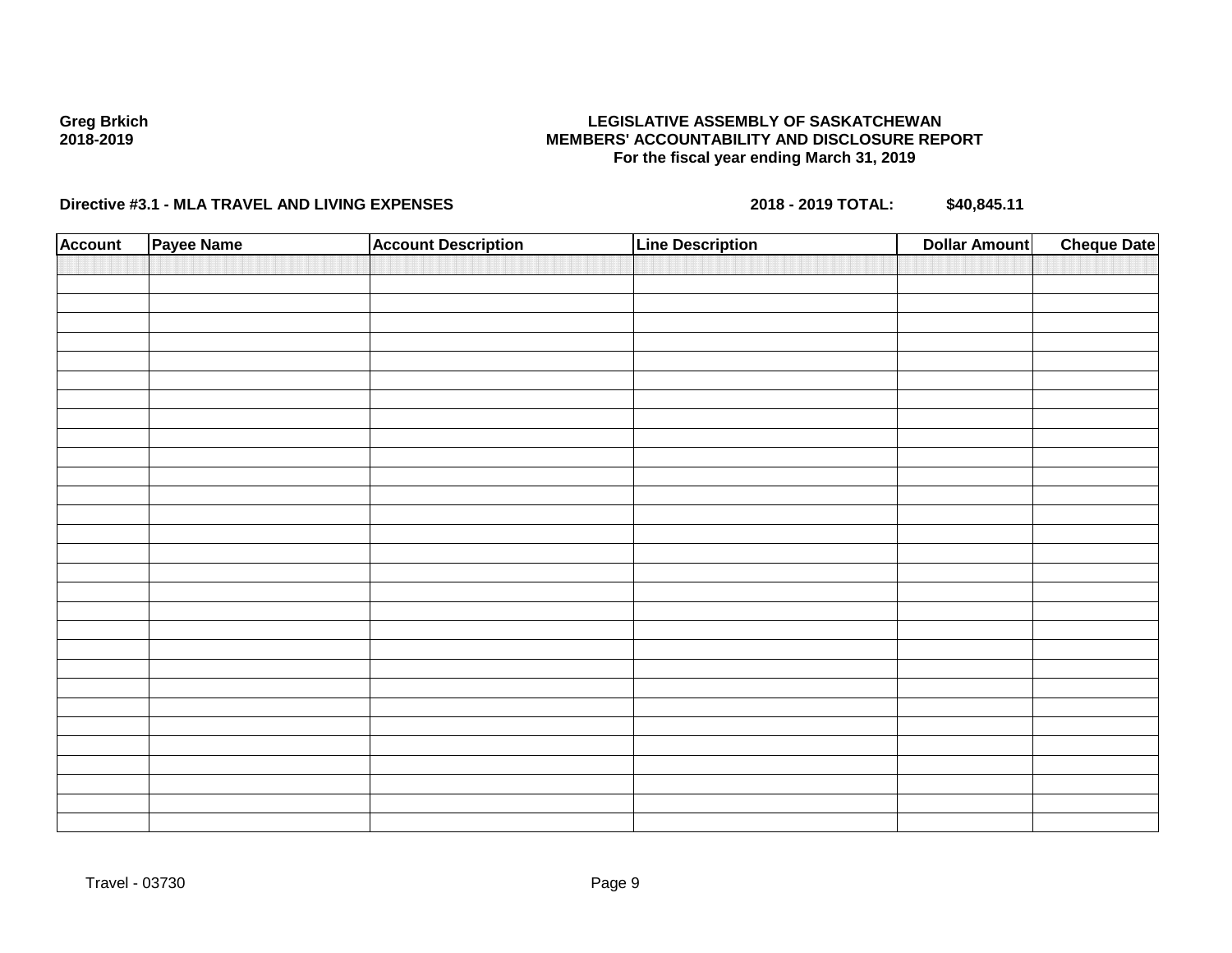**Greg Brkich**
**2018-2019**

**LEGISLATIVE ASSEMBLY OF SASKATCHEWAN**
**MEMBERS' ACCOUNTABILITY AND DISCLOSURE REPORT**
**For the fiscal year ending March 31, 2019**

**Directive #3.1 - MLA TRAVEL AND LIVING EXPENSES** **2018 - 2019 TOTAL: $40,845.11**

| Account | Payee Name | Account Description | Line Description | Dollar Amount | Cheque Date |
|---|---|---|---|---|---|
| | | | | | |

Travel - 03730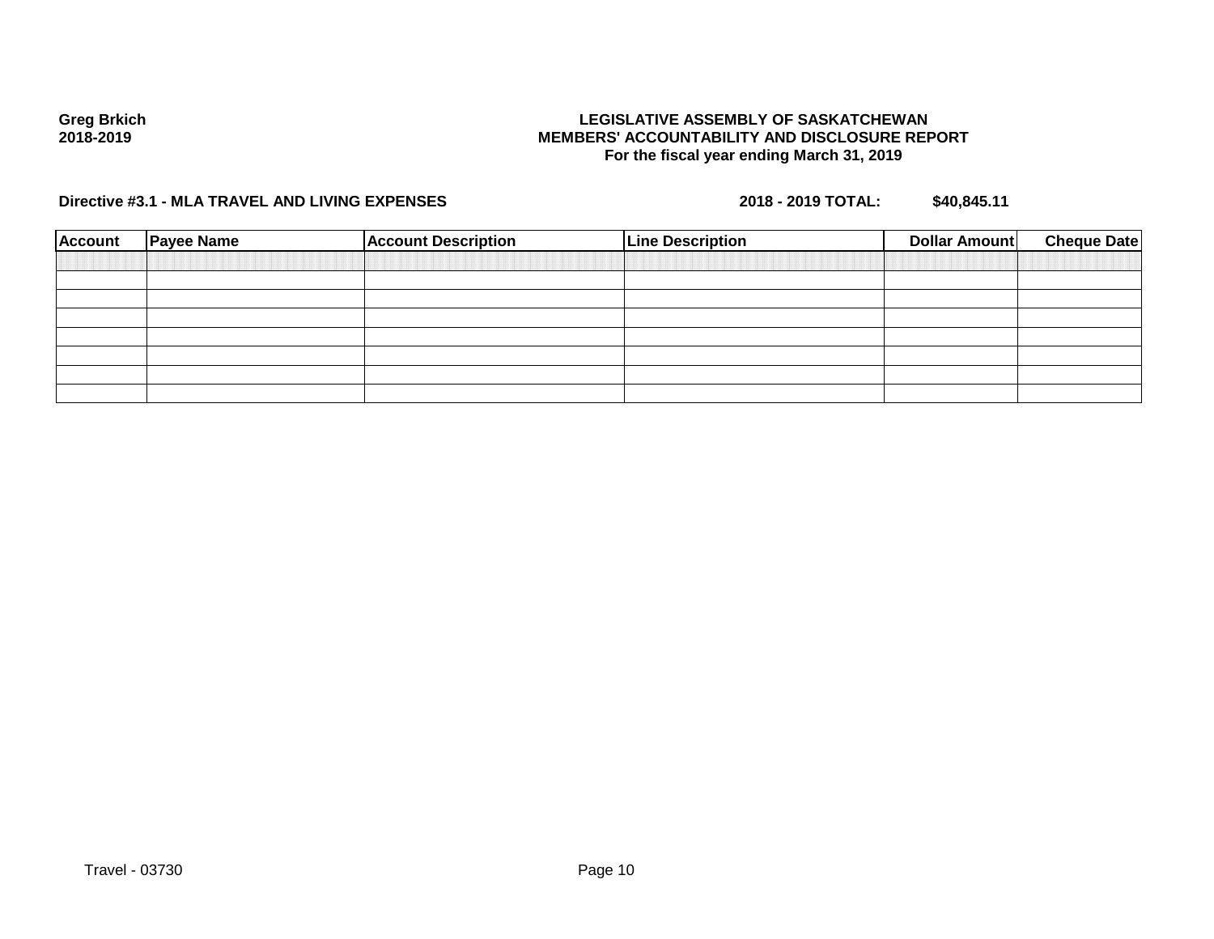Greg Brkich
2018-2019

**LEGISLATIVE ASSEMBLY OF SASKATCHEWAN**
**MEMBERS' ACCOUNTABILITY AND DISCLOSURE REPORT**
**For the fiscal year ending March 31, 2019**

**Directive #3.1 - MLA TRAVEL AND LIVING EXPENSES** **2018 - 2019 TOTAL: $40,845.11**

| Account | Payee Name | Account Description | Line Description | Dollar Amount | Cheque Date |
|---|---|---|---|---|---|
| | | | | | |
| | | | | | |
| | | | | | |
| | | | | | |
| | | | | | |
| | | | | | |
| | | | | | |

Travel - 03730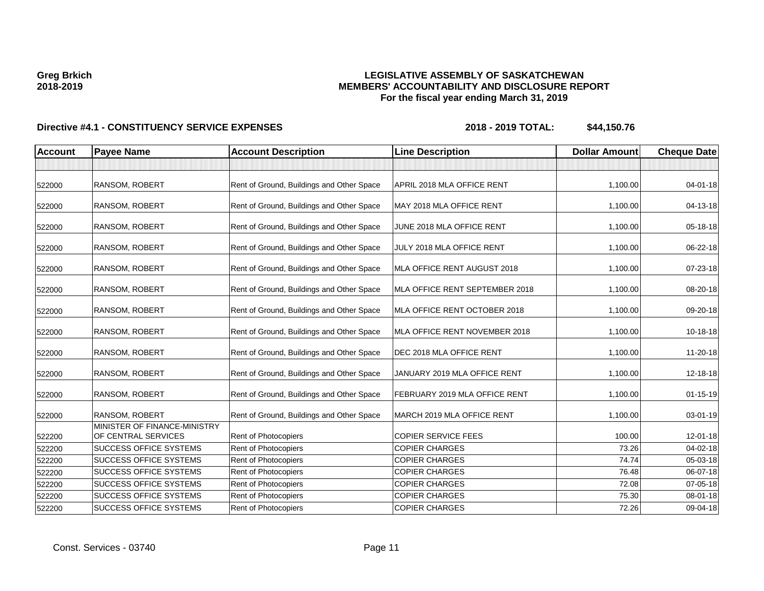**Greg Brkich**
**2018-2019**

# LEGISLATIVE ASSEMBLY OF SASKATCHEWAN
## MEMBERS' ACCOUNTABILITY AND DISCLOSURE REPORT
### For the fiscal year ending March 31, 2019

**Directive #4.1 - CONSTITUENCY SERVICE EXPENSES** **2018 - 2019 TOTAL: $44,150.76**

| Account | Payee Name | Account Description | Line Description | Dollar Amount | Cheque Date |
|---|---|---|---|---|---|
| | | | | | |
| 522000 | RANSOM, ROBERT | Rent of Ground, Buildings and Other Space | APRIL 2018 MLA OFFICE RENT | 1,100.00 | 04-01-18 |
| 522000 | RANSOM, ROBERT | Rent of Ground, Buildings and Other Space | MAY 2018 MLA OFFICE RENT | 1,100.00 | 04-13-18 |
| 522000 | RANSOM, ROBERT | Rent of Ground, Buildings and Other Space | JUNE 2018 MLA OFFICE RENT | 1,100.00 | 05-18-18 |
| 522000 | RANSOM, ROBERT | Rent of Ground, Buildings and Other Space | JULY 2018 MLA OFFICE RENT | 1,100.00 | 06-22-18 |
| 522000 | RANSOM, ROBERT | Rent of Ground, Buildings and Other Space | MLA OFFICE RENT AUGUST 2018 | 1,100.00 | 07-23-18 |
| 522000 | RANSOM, ROBERT | Rent of Ground, Buildings and Other Space | MLA OFFICE RENT SEPTEMBER 2018 | 1,100.00 | 08-20-18 |
| 522000 | RANSOM, ROBERT | Rent of Ground, Buildings and Other Space | MLA OFFICE RENT OCTOBER 2018 | 1,100.00 | 09-20-18 |
| 522000 | RANSOM, ROBERT | Rent of Ground, Buildings and Other Space | MLA OFFICE RENT NOVEMBER 2018 | 1,100.00 | 10-18-18 |
| 522000 | RANSOM, ROBERT | Rent of Ground, Buildings and Other Space | DEC 2018 MLA OFFICE RENT | 1,100.00 | 11-20-18 |
| 522000 | RANSOM, ROBERT | Rent of Ground, Buildings and Other Space | JANUARY 2019 MLA OFFICE RENT | 1,100.00 | 12-18-18 |
| 522000 | RANSOM, ROBERT | Rent of Ground, Buildings and Other Space | FEBRUARY 2019 MLA OFFICE RENT | 1,100.00 | 01-15-19 |
| 522000 | RANSOM, ROBERT | Rent of Ground, Buildings and Other Space | MARCH 2019 MLA OFFICE RENT | 1,100.00 | 03-01-19 |
| 522200 | MINISTER OF FINANCE-MINISTRY OF CENTRAL SERVICES | Rent of Photocopiers | COPIER SERVICE FEES | 100.00 | 12-01-18 |
| 522200 | SUCCESS OFFICE SYSTEMS | Rent of Photocopiers | COPIER CHARGES | 73.26 | 04-02-18 |
| 522200 | SUCCESS OFFICE SYSTEMS | Rent of Photocopiers | COPIER CHARGES | 74.74 | 05-03-18 |
| 522200 | SUCCESS OFFICE SYSTEMS | Rent of Photocopiers | COPIER CHARGES | 76.48 | 06-07-18 |
| 522200 | SUCCESS OFFICE SYSTEMS | Rent of Photocopiers | COPIER CHARGES | 72.08 | 07-05-18 |
| 522200 | SUCCESS OFFICE SYSTEMS | Rent of Photocopiers | COPIER CHARGES | 75.30 | 08-01-18 |
| 522200 | SUCCESS OFFICE SYSTEMS | Rent of Photocopiers | COPIER CHARGES | 72.26 | 09-04-18 |

Const. Services - 03740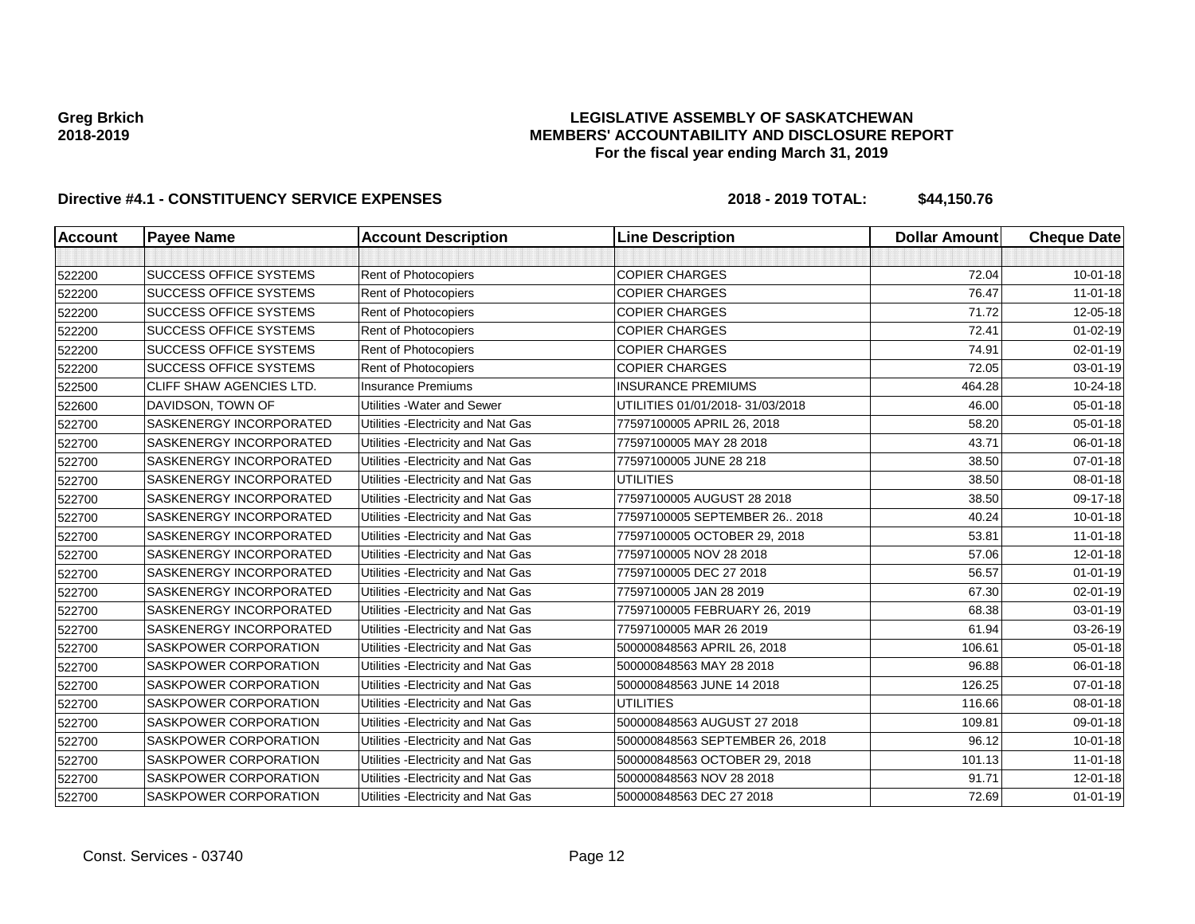**Greg Brkich**
**2018-2019**

**LEGISLATIVE ASSEMBLY OF SASKATCHEWAN**
**MEMBERS' ACCOUNTABILITY AND DISCLOSURE REPORT**
**For the fiscal year ending March 31, 2019**

**Directive #4.1 - CONSTITUENCY SERVICE EXPENSES** **2018 - 2019 TOTAL: $44,150.76**

| Account | Payee Name | Account Description | Line Description | Dollar Amount | Cheque Date |
|---|---|---|---|---|---|
| | | | | | |
| 522200 | SUCCESS OFFICE SYSTEMS | Rent of Photocopiers | COPIER CHARGES | 72.04 | 10-01-18 |
| 522200 | SUCCESS OFFICE SYSTEMS | Rent of Photocopiers | COPIER CHARGES | 76.47 | 11-01-18 |
| 522200 | SUCCESS OFFICE SYSTEMS | Rent of Photocopiers | COPIER CHARGES | 71.72 | 12-05-18 |
| 522200 | SUCCESS OFFICE SYSTEMS | Rent of Photocopiers | COPIER CHARGES | 72.41 | 01-02-19 |
| 522200 | SUCCESS OFFICE SYSTEMS | Rent of Photocopiers | COPIER CHARGES | 74.91 | 02-01-19 |
| 522200 | SUCCESS OFFICE SYSTEMS | Rent of Photocopiers | COPIER CHARGES | 72.05 | 03-01-19 |
| 522500 | CLIFF SHAW AGENCIES LTD. | Insurance Premiums | INSURANCE PREMIUMS | 464.28 | 10-24-18 |
| 522600 | DAVIDSON, TOWN OF | Utilities -Water and Sewer | UTILITIES 01/01/2018- 31/03/2018 | 46.00 | 05-01-18 |
| 522700 | SASKENERGY INCORPORATED | Utilities -Electricity and Nat Gas | 77597100005 APRIL 26, 2018 | 58.20 | 05-01-18 |
| 522700 | SASKENERGY INCORPORATED | Utilities -Electricity and Nat Gas | 77597100005 MAY 28 2018 | 43.71 | 06-01-18 |
| 522700 | SASKENERGY INCORPORATED | Utilities -Electricity and Nat Gas | 77597100005 JUNE 28 218 | 38.50 | 07-01-18 |
| 522700 | SASKENERGY INCORPORATED | Utilities -Electricity and Nat Gas | UTILITIES | 38.50 | 08-01-18 |
| 522700 | SASKENERGY INCORPORATED | Utilities -Electricity and Nat Gas | 77597100005 AUGUST 28 2018 | 38.50 | 09-17-18 |
| 522700 | SASKENERGY INCORPORATED | Utilities -Electricity and Nat Gas | 77597100005 SEPTEMBER 26.. 2018 | 40.24 | 10-01-18 |
| 522700 | SASKENERGY INCORPORATED | Utilities -Electricity and Nat Gas | 77597100005 OCTOBER 29, 2018 | 53.81 | 11-01-18 |
| 522700 | SASKENERGY INCORPORATED | Utilities -Electricity and Nat Gas | 77597100005 NOV 28 2018 | 57.06 | 12-01-18 |
| 522700 | SASKENERGY INCORPORATED | Utilities -Electricity and Nat Gas | 77597100005 DEC 27 2018 | 56.57 | 01-01-19 |
| 522700 | SASKENERGY INCORPORATED | Utilities -Electricity and Nat Gas | 77597100005 JAN 28 2019 | 67.30 | 02-01-19 |
| 522700 | SASKENERGY INCORPORATED | Utilities -Electricity and Nat Gas | 77597100005 FEBRUARY 26, 2019 | 68.38 | 03-01-19 |
| 522700 | SASKENERGY INCORPORATED | Utilities -Electricity and Nat Gas | 77597100005 MAR 26 2019 | 61.94 | 03-26-19 |
| 522700 | SASKPOWER CORPORATION | Utilities -Electricity and Nat Gas | 500000848563 APRIL 26, 2018 | 106.61 | 05-01-18 |
| 522700 | SASKPOWER CORPORATION | Utilities -Electricity and Nat Gas | 500000848563 MAY 28 2018 | 96.88 | 06-01-18 |
| 522700 | SASKPOWER CORPORATION | Utilities -Electricity and Nat Gas | 500000848563 JUNE 14 2018 | 126.25 | 07-01-18 |
| 522700 | SASKPOWER CORPORATION | Utilities -Electricity and Nat Gas | UTILITIES | 116.66 | 08-01-18 |
| 522700 | SASKPOWER CORPORATION | Utilities -Electricity and Nat Gas | 500000848563 AUGUST 27 2018 | 109.81 | 09-01-18 |
| 522700 | SASKPOWER CORPORATION | Utilities -Electricity and Nat Gas | 500000848563 SEPTEMBER 26, 2018 | 96.12 | 10-01-18 |
| 522700 | SASKPOWER CORPORATION | Utilities -Electricity and Nat Gas | 500000848563 OCTOBER 29, 2018 | 101.13 | 11-01-18 |
| 522700 | SASKPOWER CORPORATION | Utilities -Electricity and Nat Gas | 500000848563 NOV 28 2018 | 91.71 | 12-01-18 |
| 522700 | SASKPOWER CORPORATION | Utilities -Electricity and Nat Gas | 500000848563 DEC 27 2018 | 72.69 | 01-01-19 |

Const. Services - 03740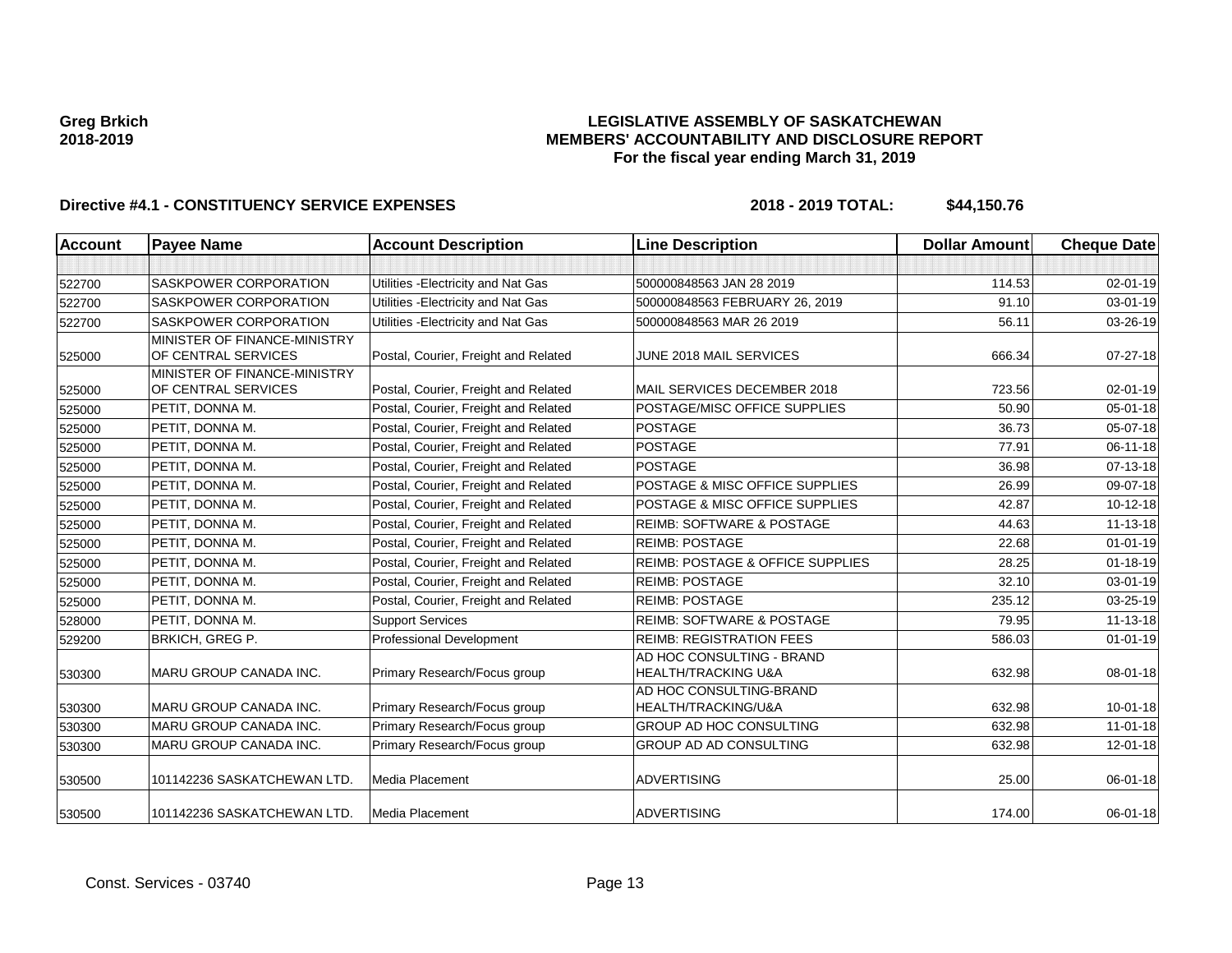Greg Brkich
2018-2019

**LEGISLATIVE ASSEMBLY OF SASKATCHEWAN**
**MEMBERS' ACCOUNTABILITY AND DISCLOSURE REPORT**
**For the fiscal year ending March 31, 2019**

**Directive #4.1 - CONSTITUENCY SERVICE EXPENSES** **2018 - 2019 TOTAL: $44,150.76**

| Account | Payee Name | Account Description | Line Description | Dollar Amount | Cheque Date |
|---|---|---|---|---|---|
| | | | | | |
| 522700 | SASKPOWER CORPORATION | Utilities -Electricity and Nat Gas | 500000848563 JAN 28 2019 | 114.53 | 02-01-19 |
| 522700 | SASKPOWER CORPORATION | Utilities -Electricity and Nat Gas | 500000848563 FEBRUARY 26, 2019 | 91.10 | 03-01-19 |
| 522700 | SASKPOWER CORPORATION | Utilities -Electricity and Nat Gas | 500000848563 MAR 26 2019 | 56.11 | 03-26-19 |
| 525000 | MINISTER OF FINANCE-MINISTRY OF CENTRAL SERVICES | Postal, Courier, Freight and Related | JUNE 2018 MAIL SERVICES | 666.34 | 07-27-18 |
| 525000 | MINISTER OF FINANCE-MINISTRY OF CENTRAL SERVICES | Postal, Courier, Freight and Related | MAIL SERVICES DECEMBER 2018 | 723.56 | 02-01-19 |
| 525000 | PETIT, DONNA M. | Postal, Courier, Freight and Related | POSTAGE/MISC OFFICE SUPPLIES | 50.90 | 05-01-18 |
| 525000 | PETIT, DONNA M. | Postal, Courier, Freight and Related | POSTAGE | 36.73 | 05-07-18 |
| 525000 | PETIT, DONNA M. | Postal, Courier, Freight and Related | POSTAGE | 77.91 | 06-11-18 |
| 525000 | PETIT, DONNA M. | Postal, Courier, Freight and Related | POSTAGE | 36.98 | 07-13-18 |
| 525000 | PETIT, DONNA M. | Postal, Courier, Freight and Related | POSTAGE & MISC OFFICE SUPPLIES | 26.99 | 09-07-18 |
| 525000 | PETIT, DONNA M. | Postal, Courier, Freight and Related | POSTAGE & MISC OFFICE SUPPLIES | 42.87 | 10-12-18 |
| 525000 | PETIT, DONNA M. | Postal, Courier, Freight and Related | REIMB: SOFTWARE & POSTAGE | 44.63 | 11-13-18 |
| 525000 | PETIT, DONNA M. | Postal, Courier, Freight and Related | REIMB: POSTAGE | 22.68 | 01-01-19 |
| 525000 | PETIT, DONNA M. | Postal, Courier, Freight and Related | REIMB: POSTAGE & OFFICE SUPPLIES | 28.25 | 01-18-19 |
| 525000 | PETIT, DONNA M. | Postal, Courier, Freight and Related | REIMB: POSTAGE | 32.10 | 03-01-19 |
| 525000 | PETIT, DONNA M. | Postal, Courier, Freight and Related | REIMB: POSTAGE | 235.12 | 03-25-19 |
| 528000 | PETIT, DONNA M. | Support Services | REIMB: SOFTWARE & POSTAGE | 79.95 | 11-13-18 |
| 529200 | BRKICH, GREG P. | Professional Development | REIMB: REGISTRATION FEES | 586.03 | 01-01-19 |
| 530300 | MARU GROUP CANADA INC. | Primary Research/Focus group | AD HOC CONSULTING - BRAND HEALTH/TRACKING U&A | 632.98 | 08-01-18 |
| 530300 | MARU GROUP CANADA INC. | Primary Research/Focus group | AD HOC CONSULTING-BRAND HEALTH/TRACKING/U&A | 632.98 | 10-01-18 |
| 530300 | MARU GROUP CANADA INC. | Primary Research/Focus group | GROUP AD HOC CONSULTING | 632.98 | 11-01-18 |
| 530300 | MARU GROUP CANADA INC. | Primary Research/Focus group | GROUP AD AD CONSULTING | 632.98 | 12-01-18 |
| 530500 | 101142236 SASKATCHEWAN LTD. | Media Placement | ADVERTISING | 25.00 | 06-01-18 |
| 530500 | 101142236 SASKATCHEWAN LTD. | Media Placement | ADVERTISING | 174.00 | 06-01-18 |

Const. Services - 03740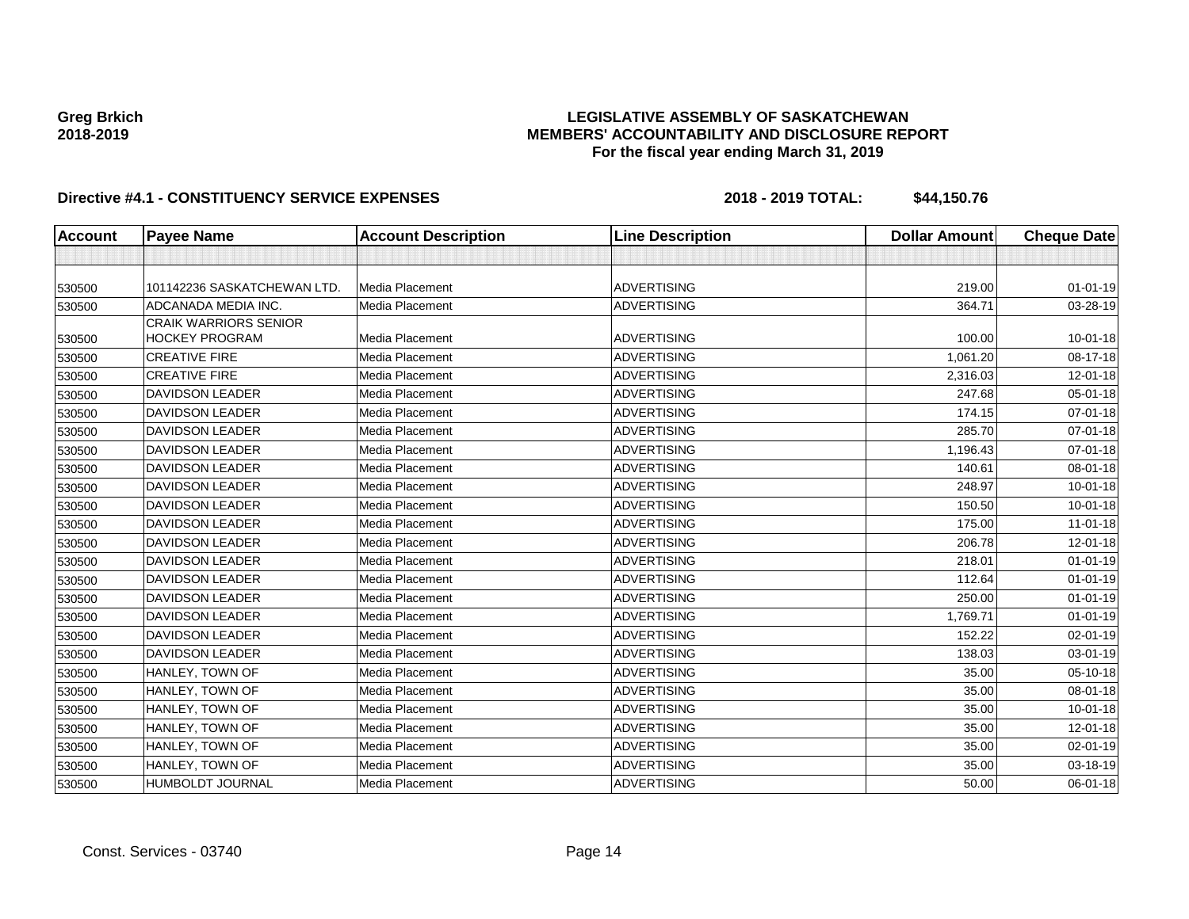**Greg Brkich**
**2018-2019**

**LEGISLATIVE ASSEMBLY OF SASKATCHEWAN**
**MEMBERS' ACCOUNTABILITY AND DISCLOSURE REPORT**
**For the fiscal year ending March 31, 2019**

**Directive #4.1 - CONSTITUENCY SERVICE EXPENSES** **2018 - 2019 TOTAL: $44,150.76**

| Account | Payee Name | Account Description | Line Description | Dollar Amount | Cheque Date |
|---|---|---|---|---|---|
| | | | | | |
| 530500 | 101142236 SASKATCHEWAN LTD. | Media Placement | ADVERTISING | 219.00 | 01-01-19 |
| 530500 | ADCANADA MEDIA INC. | Media Placement | ADVERTISING | 364.71 | 03-28-19 |
| 530500 | CRAIK WARRIORS SENIOR HOCKEY PROGRAM | Media Placement | ADVERTISING | 100.00 | 10-01-18 |
| 530500 | CREATIVE FIRE | Media Placement | ADVERTISING | 1,061.20 | 08-17-18 |
| 530500 | CREATIVE FIRE | Media Placement | ADVERTISING | 2,316.03 | 12-01-18 |
| 530500 | DAVIDSON LEADER | Media Placement | ADVERTISING | 247.68 | 05-01-18 |
| 530500 | DAVIDSON LEADER | Media Placement | ADVERTISING | 174.15 | 07-01-18 |
| 530500 | DAVIDSON LEADER | Media Placement | ADVERTISING | 285.70 | 07-01-18 |
| 530500 | DAVIDSON LEADER | Media Placement | ADVERTISING | 1,196.43 | 07-01-18 |
| 530500 | DAVIDSON LEADER | Media Placement | ADVERTISING | 140.61 | 08-01-18 |
| 530500 | DAVIDSON LEADER | Media Placement | ADVERTISING | 248.97 | 10-01-18 |
| 530500 | DAVIDSON LEADER | Media Placement | ADVERTISING | 150.50 | 10-01-18 |
| 530500 | DAVIDSON LEADER | Media Placement | ADVERTISING | 175.00 | 11-01-18 |
| 530500 | DAVIDSON LEADER | Media Placement | ADVERTISING | 206.78 | 12-01-18 |
| 530500 | DAVIDSON LEADER | Media Placement | ADVERTISING | 218.01 | 01-01-19 |
| 530500 | DAVIDSON LEADER | Media Placement | ADVERTISING | 112.64 | 01-01-19 |
| 530500 | DAVIDSON LEADER | Media Placement | ADVERTISING | 250.00 | 01-01-19 |
| 530500 | DAVIDSON LEADER | Media Placement | ADVERTISING | 1,769.71 | 01-01-19 |
| 530500 | DAVIDSON LEADER | Media Placement | ADVERTISING | 152.22 | 02-01-19 |
| 530500 | DAVIDSON LEADER | Media Placement | ADVERTISING | 138.03 | 03-01-19 |
| 530500 | HANLEY, TOWN OF | Media Placement | ADVERTISING | 35.00 | 05-10-18 |
| 530500 | HANLEY, TOWN OF | Media Placement | ADVERTISING | 35.00 | 08-01-18 |
| 530500 | HANLEY, TOWN OF | Media Placement | ADVERTISING | 35.00 | 10-01-18 |
| 530500 | HANLEY, TOWN OF | Media Placement | ADVERTISING | 35.00 | 12-01-18 |
| 530500 | HANLEY, TOWN OF | Media Placement | ADVERTISING | 35.00 | 02-01-19 |
| 530500 | HANLEY, TOWN OF | Media Placement | ADVERTISING | 35.00 | 03-18-19 |
| 530500 | HUMBOLDT JOURNAL | Media Placement | ADVERTISING | 50.00 | 06-01-18 |

Const. Services - 03740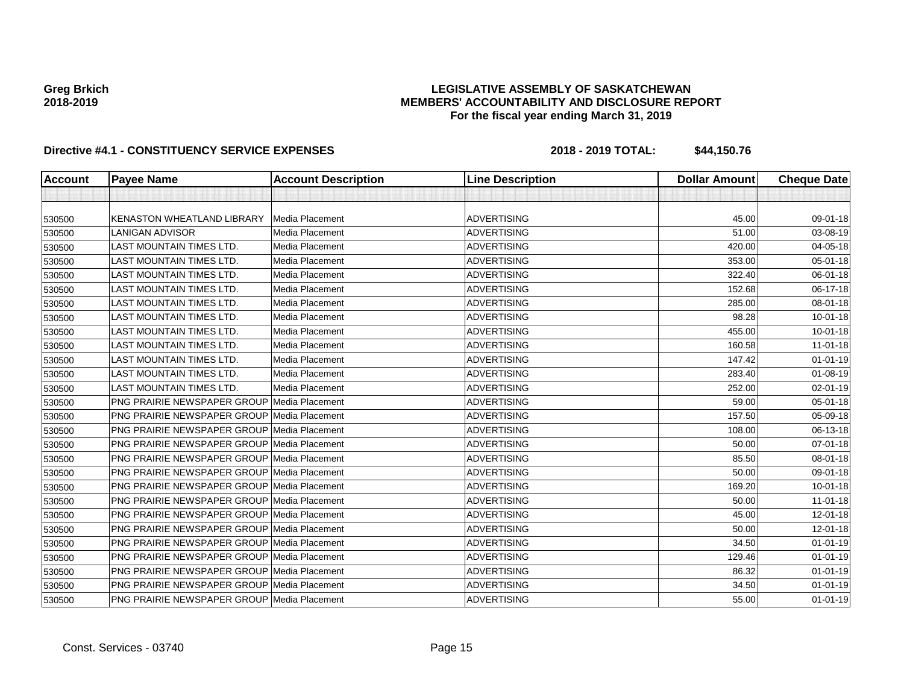**Greg Brkich**
**2018-2019**

**LEGISLATIVE ASSEMBLY OF SASKATCHEWAN**
**MEMBERS' ACCOUNTABILITY AND DISCLOSURE REPORT**
**For the fiscal year ending March 31, 2019**

**Directive #4.1 - CONSTITUENCY SERVICE EXPENSES** **2018 - 2019 TOTAL: $44,150.76**

| Account | Payee Name | Account Description | Line Description | Dollar Amount | Cheque Date |
|---|---|---|---|---|---|
| | | | | | |
| 530500 | KENASTON WHEATLAND LIBRARY | Media Placement | ADVERTISING | 45.00 | 09-01-18 |
| 530500 | LANIGAN ADVISOR | Media Placement | ADVERTISING | 51.00 | 03-08-19 |
| 530500 | LAST MOUNTAIN TIMES LTD. | Media Placement | ADVERTISING | 420.00 | 04-05-18 |
| 530500 | LAST MOUNTAIN TIMES LTD. | Media Placement | ADVERTISING | 353.00 | 05-01-18 |
| 530500 | LAST MOUNTAIN TIMES LTD. | Media Placement | ADVERTISING | 322.40 | 06-01-18 |
| 530500 | LAST MOUNTAIN TIMES LTD. | Media Placement | ADVERTISING | 152.68 | 06-17-18 |
| 530500 | LAST MOUNTAIN TIMES LTD. | Media Placement | ADVERTISING | 285.00 | 08-01-18 |
| 530500 | LAST MOUNTAIN TIMES LTD. | Media Placement | ADVERTISING | 98.28 | 10-01-18 |
| 530500 | LAST MOUNTAIN TIMES LTD. | Media Placement | ADVERTISING | 455.00 | 10-01-18 |
| 530500 | LAST MOUNTAIN TIMES LTD. | Media Placement | ADVERTISING | 160.58 | 11-01-18 |
| 530500 | LAST MOUNTAIN TIMES LTD. | Media Placement | ADVERTISING | 147.42 | 01-01-19 |
| 530500 | LAST MOUNTAIN TIMES LTD. | Media Placement | ADVERTISING | 283.40 | 01-08-19 |
| 530500 | LAST MOUNTAIN TIMES LTD. | Media Placement | ADVERTISING | 252.00 | 02-01-19 |
| 530500 | PNG PRAIRIE NEWSPAPER GROUP | Media Placement | ADVERTISING | 59.00 | 05-01-18 |
| 530500 | PNG PRAIRIE NEWSPAPER GROUP | Media Placement | ADVERTISING | 157.50 | 05-09-18 |
| 530500 | PNG PRAIRIE NEWSPAPER GROUP | Media Placement | ADVERTISING | 108.00 | 06-13-18 |
| 530500 | PNG PRAIRIE NEWSPAPER GROUP | Media Placement | ADVERTISING | 50.00 | 07-01-18 |
| 530500 | PNG PRAIRIE NEWSPAPER GROUP | Media Placement | ADVERTISING | 85.50 | 08-01-18 |
| 530500 | PNG PRAIRIE NEWSPAPER GROUP | Media Placement | ADVERTISING | 50.00 | 09-01-18 |
| 530500 | PNG PRAIRIE NEWSPAPER GROUP | Media Placement | ADVERTISING | 169.20 | 10-01-18 |
| 530500 | PNG PRAIRIE NEWSPAPER GROUP | Media Placement | ADVERTISING | 50.00 | 11-01-18 |
| 530500 | PNG PRAIRIE NEWSPAPER GROUP | Media Placement | ADVERTISING | 45.00 | 12-01-18 |
| 530500 | PNG PRAIRIE NEWSPAPER GROUP | Media Placement | ADVERTISING | 50.00 | 12-01-18 |
| 530500 | PNG PRAIRIE NEWSPAPER GROUP | Media Placement | ADVERTISING | 34.50 | 01-01-19 |
| 530500 | PNG PRAIRIE NEWSPAPER GROUP | Media Placement | ADVERTISING | 129.46 | 01-01-19 |
| 530500 | PNG PRAIRIE NEWSPAPER GROUP | Media Placement | ADVERTISING | 86.32 | 01-01-19 |
| 530500 | PNG PRAIRIE NEWSPAPER GROUP | Media Placement | ADVERTISING | 34.50 | 01-01-19 |
| 530500 | PNG PRAIRIE NEWSPAPER GROUP | Media Placement | ADVERTISING | 55.00 | 01-01-19 |

Const. Services - 03740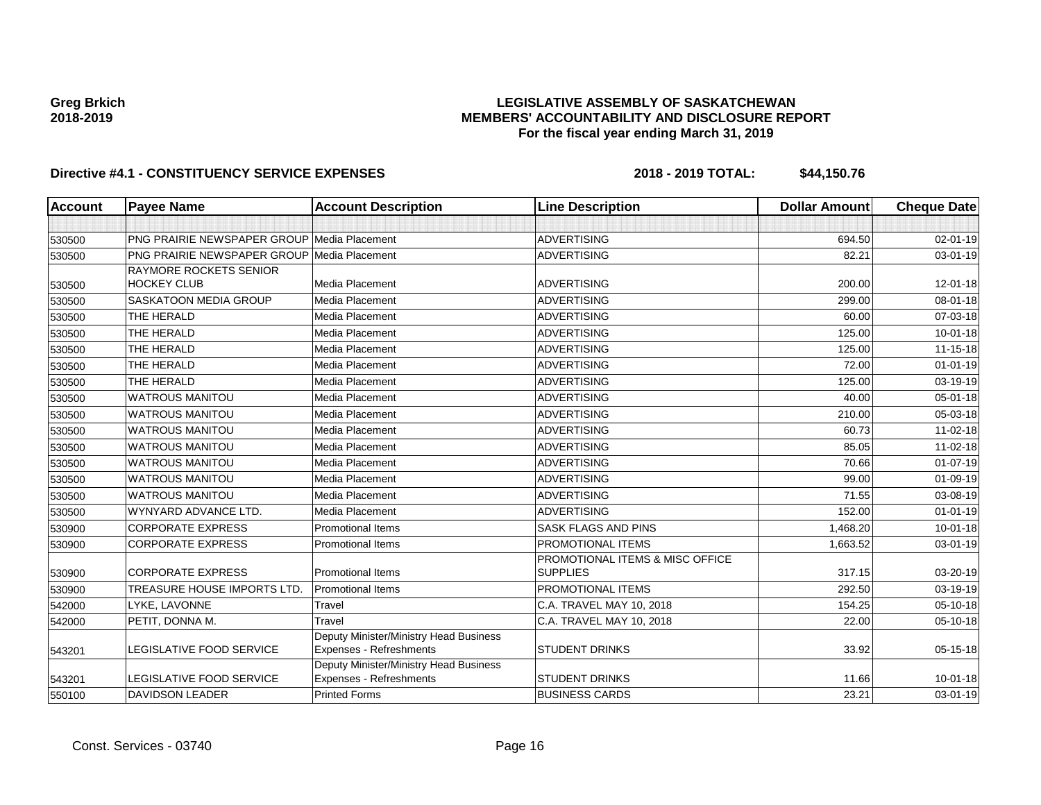Greg Brkich
2018-2019

# LEGISLATIVE ASSEMBLY OF SASKATCHEWAN
## MEMBERS' ACCOUNTABILITY AND DISCLOSURE REPORT
### For the fiscal year ending March 31, 2019

**Directive #4.1 - CONSTITUENCY SERVICE EXPENSES** **2018 - 2019 TOTAL: $44,150.76**

| Account | Payee Name | Account Description | Line Description | Dollar Amount | Cheque Date |
|---|---|---|---|---|---|
| | | | | | |
| 530500 | PNG PRAIRIE NEWSPAPER GROUP | Media Placement | ADVERTISING | 694.50 | 02-01-19 |
| 530500 | PNG PRAIRIE NEWSPAPER GROUP | Media Placement | ADVERTISING | 82.21 | 03-01-19 |
| 530500 | RAYMORE ROCKETS SENIOR HOCKEY CLUB | Media Placement | ADVERTISING | 200.00 | 12-01-18 |
| 530500 | SASKATOON MEDIA GROUP | Media Placement | ADVERTISING | 299.00 | 08-01-18 |
| 530500 | THE HERALD | Media Placement | ADVERTISING | 60.00 | 07-03-18 |
| 530500 | THE HERALD | Media Placement | ADVERTISING | 125.00 | 10-01-18 |
| 530500 | THE HERALD | Media Placement | ADVERTISING | 125.00 | 11-15-18 |
| 530500 | THE HERALD | Media Placement | ADVERTISING | 72.00 | 01-01-19 |
| 530500 | THE HERALD | Media Placement | ADVERTISING | 125.00 | 03-19-19 |
| 530500 | WATROUS MANITOU | Media Placement | ADVERTISING | 40.00 | 05-01-18 |
| 530500 | WATROUS MANITOU | Media Placement | ADVERTISING | 210.00 | 05-03-18 |
| 530500 | WATROUS MANITOU | Media Placement | ADVERTISING | 60.73 | 11-02-18 |
| 530500 | WATROUS MANITOU | Media Placement | ADVERTISING | 85.05 | 11-02-18 |
| 530500 | WATROUS MANITOU | Media Placement | ADVERTISING | 70.66 | 01-07-19 |
| 530500 | WATROUS MANITOU | Media Placement | ADVERTISING | 99.00 | 01-09-19 |
| 530500 | WATROUS MANITOU | Media Placement | ADVERTISING | 71.55 | 03-08-19 |
| 530500 | WYNYARD ADVANCE LTD. | Media Placement | ADVERTISING | 152.00 | 01-01-19 |
| 530900 | CORPORATE EXPRESS | Promotional Items | SASK FLAGS AND PINS | 1,468.20 | 10-01-18 |
| 530900 | CORPORATE EXPRESS | Promotional Items | PROMOTIONAL ITEMS | 1,663.52 | 03-01-19 |
| 530900 | CORPORATE EXPRESS | Promotional Items | PROMOTIONAL ITEMS & MISC OFFICE SUPPLIES | 317.15 | 03-20-19 |
| 530900 | TREASURE HOUSE IMPORTS LTD. | Promotional Items | PROMOTIONAL ITEMS | 292.50 | 03-19-19 |
| 542000 | LYKE, LAVONNE | Travel | C.A. TRAVEL MAY 10, 2018 | 154.25 | 05-10-18 |
| 542000 | PETIT, DONNA M. | Travel | C.A. TRAVEL MAY 10, 2018 | 22.00 | 05-10-18 |
| 543201 | LEGISLATIVE FOOD SERVICE | Deputy Minister/Ministry Head Business Expenses - Refreshments | STUDENT DRINKS | 33.92 | 05-15-18 |
| 543201 | LEGISLATIVE FOOD SERVICE | Deputy Minister/Ministry Head Business Expenses - Refreshments | STUDENT DRINKS | 11.66 | 10-01-18 |
| 550100 | DAVIDSON LEADER | Printed Forms | BUSINESS CARDS | 23.21 | 03-01-19 |

Const. Services - 03740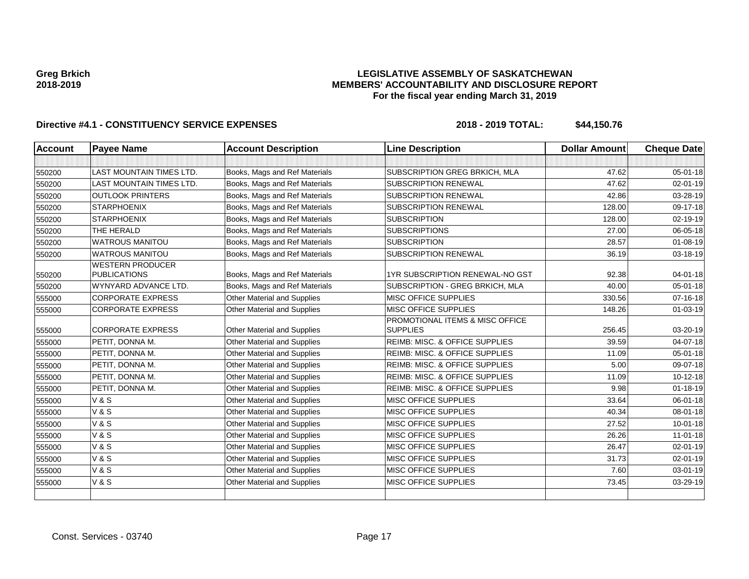**Greg Brkich**
**2018-2019**

# LEGISLATIVE ASSEMBLY OF SASKATCHEWAN
## MEMBERS' ACCOUNTABILITY AND DISCLOSURE REPORT
### For the fiscal year ending March 31, 2019

**Directive #4.1 - CONSTITUENCY SERVICE EXPENSES** **2018 - 2019 TOTAL: $44,150.76**

| Account | Payee Name | Account Description | Line Description | Dollar Amount | Cheque Date |
|---|---|---|---|---|---|
| | | | | | |
| 550200 | LAST MOUNTAIN TIMES LTD. | Books, Mags and Ref Materials | SUBSCRIPTION GREG BRKICH, MLA | 47.62 | 05-01-18 |
| 550200 | LAST MOUNTAIN TIMES LTD. | Books, Mags and Ref Materials | SUBSCRIPTION RENEWAL | 47.62 | 02-01-19 |
| 550200 | OUTLOOK PRINTERS | Books, Mags and Ref Materials | SUBSCRIPTION RENEWAL | 42.86 | 03-28-19 |
| 550200 | STARPHOENIX | Books, Mags and Ref Materials | SUBSCRIPTION RENEWAL | 128.00 | 09-17-18 |
| 550200 | STARPHOENIX | Books, Mags and Ref Materials | SUBSCRIPTION | 128.00 | 02-19-19 |
| 550200 | THE HERALD | Books, Mags and Ref Materials | SUBSCRIPTIONS | 27.00 | 06-05-18 |
| 550200 | WATROUS MANITOU | Books, Mags and Ref Materials | SUBSCRIPTION | 28.57 | 01-08-19 |
| 550200 | WATROUS MANITOU | Books, Mags and Ref Materials | SUBSCRIPTION RENEWAL | 36.19 | 03-18-19 |
| 550200 | WESTERN PRODUCER PUBLICATIONS | Books, Mags and Ref Materials | 1YR SUBSCRIPTION RENEWAL-NO GST | 92.38 | 04-01-18 |
| 550200 | WYNYARD ADVANCE LTD. | Books, Mags and Ref Materials | SUBSCRIPTION - GREG BRKICH, MLA | 40.00 | 05-01-18 |
| 555000 | CORPORATE EXPRESS | Other Material and Supplies | MISC OFFICE SUPPLIES | 330.56 | 07-16-18 |
| 555000 | CORPORATE EXPRESS | Other Material and Supplies | MISC OFFICE SUPPLIES | 148.26 | 01-03-19 |
| 555000 | CORPORATE EXPRESS | Other Material and Supplies | PROMOTIONAL ITEMS & MISC OFFICE SUPPLIES | 256.45 | 03-20-19 |
| 555000 | PETIT, DONNA M. | Other Material and Supplies | REIMB: MISC. & OFFICE SUPPLIES | 39.59 | 04-07-18 |
| 555000 | PETIT, DONNA M. | Other Material and Supplies | REIMB: MISC. & OFFICE SUPPLIES | 11.09 | 05-01-18 |
| 555000 | PETIT, DONNA M. | Other Material and Supplies | REIMB: MISC. & OFFICE SUPPLIES | 5.00 | 09-07-18 |
| 555000 | PETIT, DONNA M. | Other Material and Supplies | REIMB: MISC. & OFFICE SUPPLIES | 11.09 | 10-12-18 |
| 555000 | PETIT, DONNA M. | Other Material and Supplies | REIMB: MISC. & OFFICE SUPPLIES | 9.98 | 01-18-19 |
| 555000 | V & S | Other Material and Supplies | MISC OFFICE SUPPLIES | 33.64 | 06-01-18 |
| 555000 | V & S | Other Material and Supplies | MISC OFFICE SUPPLIES | 40.34 | 08-01-18 |
| 555000 | V & S | Other Material and Supplies | MISC OFFICE SUPPLIES | 27.52 | 10-01-18 |
| 555000 | V & S | Other Material and Supplies | MISC OFFICE SUPPLIES | 26.26 | 11-01-18 |
| 555000 | V & S | Other Material and Supplies | MISC OFFICE SUPPLIES | 26.47 | 02-01-19 |
| 555000 | V & S | Other Material and Supplies | MISC OFFICE SUPPLIES | 31.73 | 02-01-19 |
| 555000 | V & S | Other Material and Supplies | MISC OFFICE SUPPLIES | 7.60 | 03-01-19 |
| 555000 | V & S | Other Material and Supplies | MISC OFFICE SUPPLIES | 73.45 | 03-29-19 |
| | | | | | |

Const. Services - 03740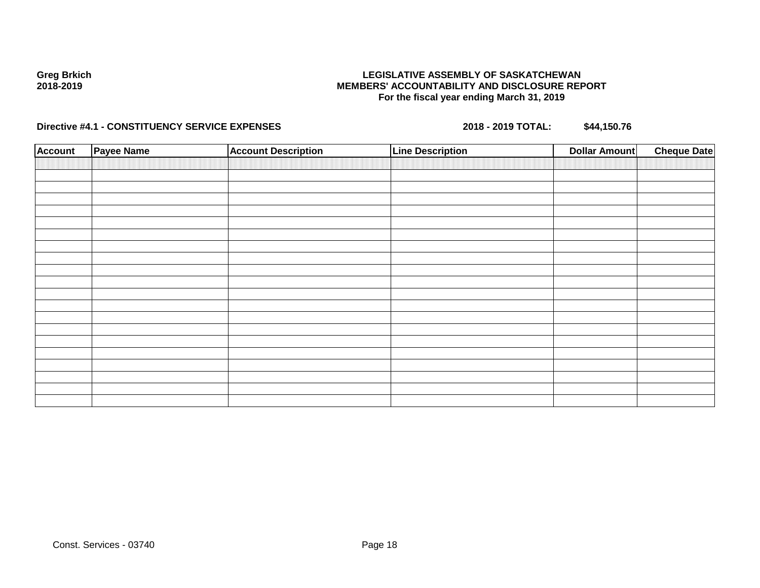**Greg Brkich**
**2018-2019**

**LEGISLATIVE ASSEMBLY OF SASKATCHEWAN**
**MEMBERS' ACCOUNTABILITY AND DISCLOSURE REPORT**
**For the fiscal year ending March 31, 2019**

**Directive #4.1 - CONSTITUENCY SERVICE EXPENSES** **2018 - 2019 TOTAL: $44,150.76**

| Account | Payee Name | Account Description | Line Description | Dollar Amount | Cheque Date |
|---|---|---|---|---|---|
| | | | | | |
| | | | | | |
| | | | | | |
| | | | | | |
| | | | | | |
| | | | | | |
| | | | | | |
| | | | | | |
| | | | | | |
| | | | | | |
| | | | | | |
| | | | | | |
| | | | | | |
| | | | | | |
| | | | | | |
| | | | | | |
| | | | | | |
| | | | | | |
| | | | | | |
| | | | | | |
| | | | | | |

Const. Services - 03740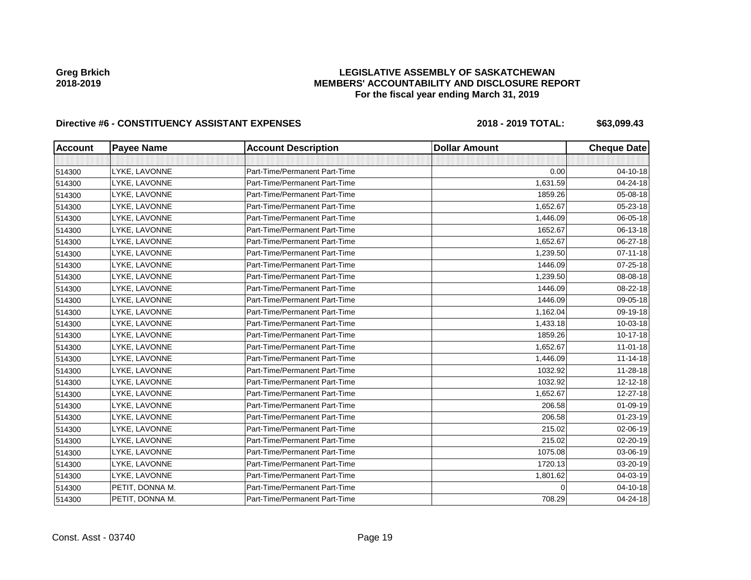Greg Brkich
2018-2019

# LEGISLATIVE ASSEMBLY OF SASKATCHEWAN
## MEMBERS' ACCOUNTABILITY AND DISCLOSURE REPORT
### For the fiscal year ending March 31, 2019

**Directive #6 - CONSTITUENCY ASSISTANT EXPENSES** **2018 - 2019 TOTAL: $63,099.43**

| Account | Payee Name | Account Description | Dollar Amount | Cheque Date |
|---|---|---|---|---|
| | | | | |
| 514300 | LYKE, LAVONNE | Part-Time/Permanent Part-Time | 0.00 | 04-10-18 |
| 514300 | LYKE, LAVONNE | Part-Time/Permanent Part-Time | 1,631.59 | 04-24-18 |
| 514300 | LYKE, LAVONNE | Part-Time/Permanent Part-Time | 1859.26 | 05-08-18 |
| 514300 | LYKE, LAVONNE | Part-Time/Permanent Part-Time | 1,652.67 | 05-23-18 |
| 514300 | LYKE, LAVONNE | Part-Time/Permanent Part-Time | 1,446.09 | 06-05-18 |
| 514300 | LYKE, LAVONNE | Part-Time/Permanent Part-Time | 1652.67 | 06-13-18 |
| 514300 | LYKE, LAVONNE | Part-Time/Permanent Part-Time | 1,652.67 | 06-27-18 |
| 514300 | LYKE, LAVONNE | Part-Time/Permanent Part-Time | 1,239.50 | 07-11-18 |
| 514300 | LYKE, LAVONNE | Part-Time/Permanent Part-Time | 1446.09 | 07-25-18 |
| 514300 | LYKE, LAVONNE | Part-Time/Permanent Part-Time | 1,239.50 | 08-08-18 |
| 514300 | LYKE, LAVONNE | Part-Time/Permanent Part-Time | 1446.09 | 08-22-18 |
| 514300 | LYKE, LAVONNE | Part-Time/Permanent Part-Time | 1446.09 | 09-05-18 |
| 514300 | LYKE, LAVONNE | Part-Time/Permanent Part-Time | 1,162.04 | 09-19-18 |
| 514300 | LYKE, LAVONNE | Part-Time/Permanent Part-Time | 1,433.18 | 10-03-18 |
| 514300 | LYKE, LAVONNE | Part-Time/Permanent Part-Time | 1859.26 | 10-17-18 |
| 514300 | LYKE, LAVONNE | Part-Time/Permanent Part-Time | 1,652.67 | 11-01-18 |
| 514300 | LYKE, LAVONNE | Part-Time/Permanent Part-Time | 1,446.09 | 11-14-18 |
| 514300 | LYKE, LAVONNE | Part-Time/Permanent Part-Time | 1032.92 | 11-28-18 |
| 514300 | LYKE, LAVONNE | Part-Time/Permanent Part-Time | 1032.92 | 12-12-18 |
| 514300 | LYKE, LAVONNE | Part-Time/Permanent Part-Time | 1,652.67 | 12-27-18 |
| 514300 | LYKE, LAVONNE | Part-Time/Permanent Part-Time | 206.58 | 01-09-19 |
| 514300 | LYKE, LAVONNE | Part-Time/Permanent Part-Time | 206.58 | 01-23-19 |
| 514300 | LYKE, LAVONNE | Part-Time/Permanent Part-Time | 215.02 | 02-06-19 |
| 514300 | LYKE, LAVONNE | Part-Time/Permanent Part-Time | 215.02 | 02-20-19 |
| 514300 | LYKE, LAVONNE | Part-Time/Permanent Part-Time | 1075.08 | 03-06-19 |
| 514300 | LYKE, LAVONNE | Part-Time/Permanent Part-Time | 1720.13 | 03-20-19 |
| 514300 | LYKE, LAVONNE | Part-Time/Permanent Part-Time | 1,801.62 | 04-03-19 |
| 514300 | PETIT, DONNA M. | Part-Time/Permanent Part-Time | 0 | 04-10-18 |
| 514300 | PETIT, DONNA M. | Part-Time/Permanent Part-Time | 708.29 | 04-24-18 |

Const. Asst - 03740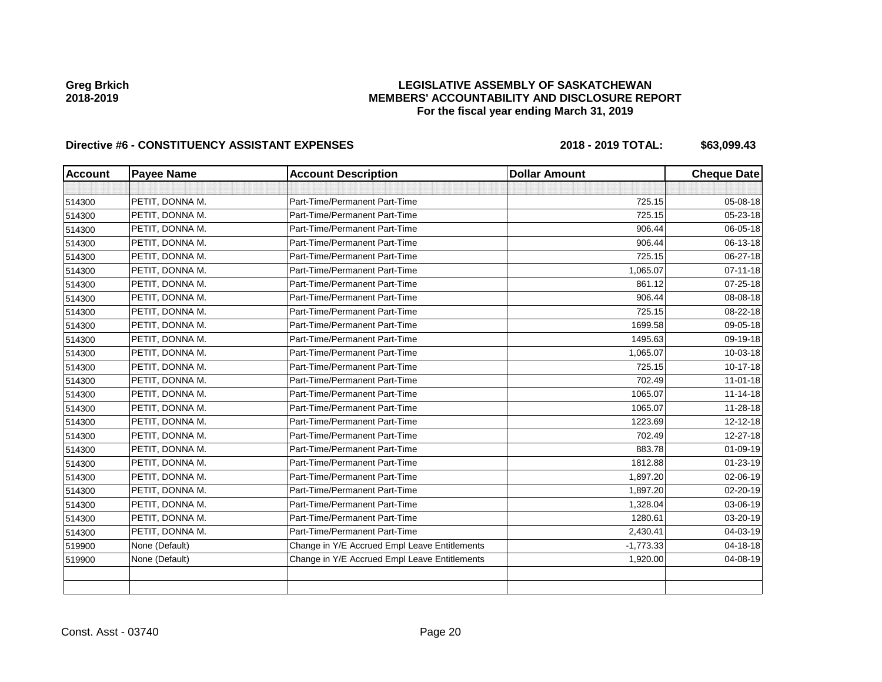**Greg Brkich**
**2018-2019**

**LEGISLATIVE ASSEMBLY OF SASKATCHEWAN**
**MEMBERS' ACCOUNTABILITY AND DISCLOSURE REPORT**
**For the fiscal year ending March 31, 2019**

**Directive #6 - CONSTITUENCY ASSISTANT EXPENSES** **2018 - 2019 TOTAL: $63,099.43**

| Account | Payee Name | Account Description | Dollar Amount | Cheque Date |
|---|---|---|---|---|
| | | | | |
| 514300 | PETIT, DONNA M. | Part-Time/Permanent Part-Time | 725.15 | 05-08-18 |
| 514300 | PETIT, DONNA M. | Part-Time/Permanent Part-Time | 725.15 | 05-23-18 |
| 514300 | PETIT, DONNA M. | Part-Time/Permanent Part-Time | 906.44 | 06-05-18 |
| 514300 | PETIT, DONNA M. | Part-Time/Permanent Part-Time | 906.44 | 06-13-18 |
| 514300 | PETIT, DONNA M. | Part-Time/Permanent Part-Time | 725.15 | 06-27-18 |
| 514300 | PETIT, DONNA M. | Part-Time/Permanent Part-Time | 1,065.07 | 07-11-18 |
| 514300 | PETIT, DONNA M. | Part-Time/Permanent Part-Time | 861.12 | 07-25-18 |
| 514300 | PETIT, DONNA M. | Part-Time/Permanent Part-Time | 906.44 | 08-08-18 |
| 514300 | PETIT, DONNA M. | Part-Time/Permanent Part-Time | 725.15 | 08-22-18 |
| 514300 | PETIT, DONNA M. | Part-Time/Permanent Part-Time | 1699.58 | 09-05-18 |
| 514300 | PETIT, DONNA M. | Part-Time/Permanent Part-Time | 1495.63 | 09-19-18 |
| 514300 | PETIT, DONNA M. | Part-Time/Permanent Part-Time | 1,065.07 | 10-03-18 |
| 514300 | PETIT, DONNA M. | Part-Time/Permanent Part-Time | 725.15 | 10-17-18 |
| 514300 | PETIT, DONNA M. | Part-Time/Permanent Part-Time | 702.49 | 11-01-18 |
| 514300 | PETIT, DONNA M. | Part-Time/Permanent Part-Time | 1065.07 | 11-14-18 |
| 514300 | PETIT, DONNA M. | Part-Time/Permanent Part-Time | 1065.07 | 11-28-18 |
| 514300 | PETIT, DONNA M. | Part-Time/Permanent Part-Time | 1223.69 | 12-12-18 |
| 514300 | PETIT, DONNA M. | Part-Time/Permanent Part-Time | 702.49 | 12-27-18 |
| 514300 | PETIT, DONNA M. | Part-Time/Permanent Part-Time | 883.78 | 01-09-19 |
| 514300 | PETIT, DONNA M. | Part-Time/Permanent Part-Time | 1812.88 | 01-23-19 |
| 514300 | PETIT, DONNA M. | Part-Time/Permanent Part-Time | 1,897.20 | 02-06-19 |
| 514300 | PETIT, DONNA M. | Part-Time/Permanent Part-Time | 1,897.20 | 02-20-19 |
| 514300 | PETIT, DONNA M. | Part-Time/Permanent Part-Time | 1,328.04 | 03-06-19 |
| 514300 | PETIT, DONNA M. | Part-Time/Permanent Part-Time | 1280.61 | 03-20-19 |
| 514300 | PETIT, DONNA M. | Part-Time/Permanent Part-Time | 2,430.41 | 04-03-19 |
| 519900 | None (Default) | Change in Y/E Accrued Empl Leave Entitlements | -1,773.33 | 04-18-18 |
| 519900 | None (Default) | Change in Y/E Accrued Empl Leave Entitlements | 1,920.00 | 04-08-19 |
| | | | | |
| | | | | |

Const. Asst - 03740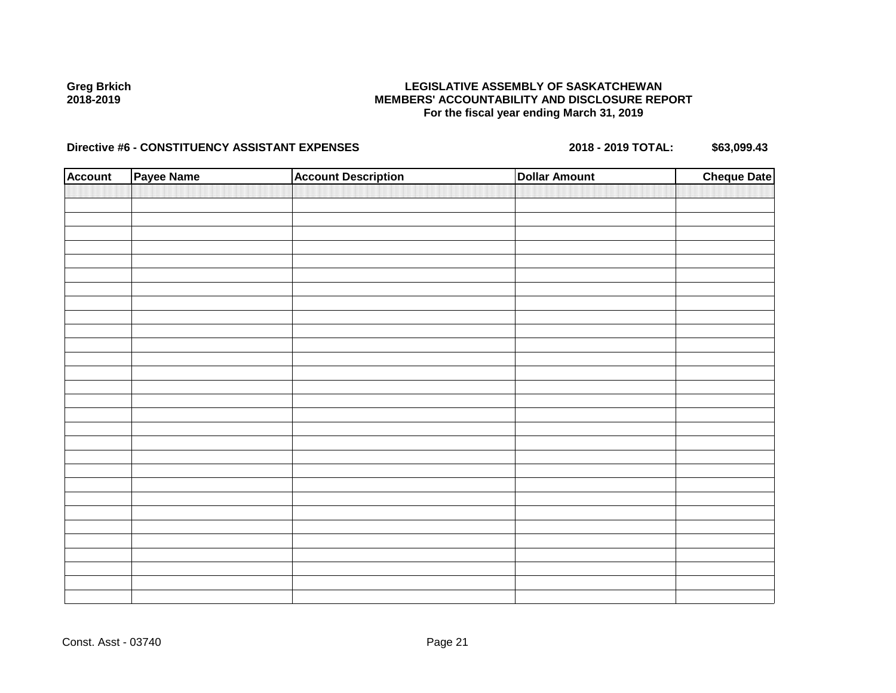Greg Brkich
2018-2019

**LEGISLATIVE ASSEMBLY OF SASKATCHEWAN**
**MEMBERS' ACCOUNTABILITY AND DISCLOSURE REPORT**
**For the fiscal year ending March 31, 2019**

**Directive #6 - CONSTITUENCY ASSISTANT EXPENSES** **2018 - 2019 TOTAL: $63,099.43**

| Account | Payee Name | Account Description | Dollar Amount | Cheque Date |
|---|---|---|---|---|
| | | | | |

Const. Asst - 03740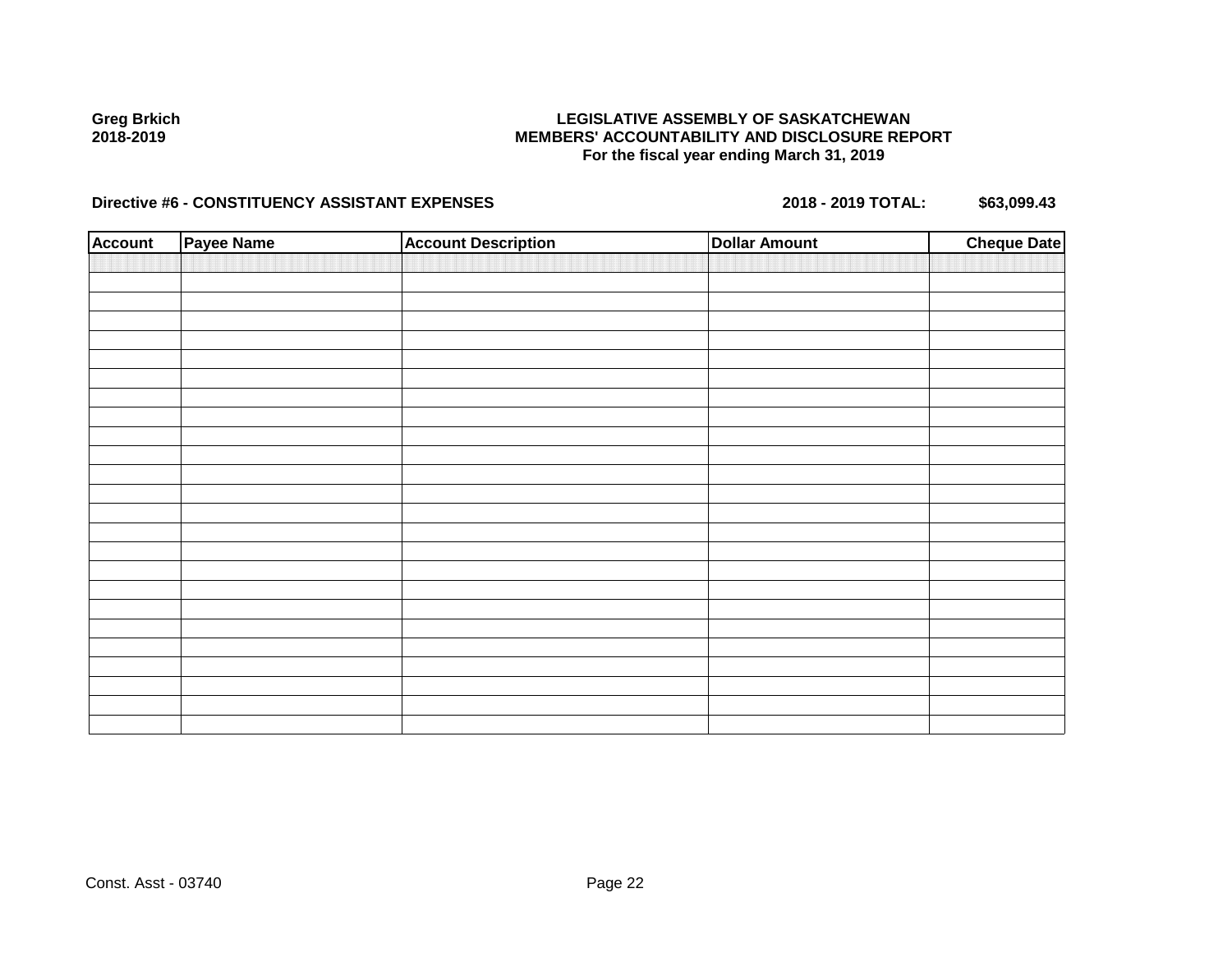**Greg Brkich**
**2018-2019**

**LEGISLATIVE ASSEMBLY OF SASKATCHEWAN**
**MEMBERS' ACCOUNTABILITY AND DISCLOSURE REPORT**
**For the fiscal year ending March 31, 2019**

**Directive #6 - CONSTITUENCY ASSISTANT EXPENSES** **2018 - 2019 TOTAL: $63,099.43**

| Account | Payee Name | Account Description | Dollar Amount | Cheque Date |
|---|---|---|---|---|
| | | | | |

Const. Asst - 03740